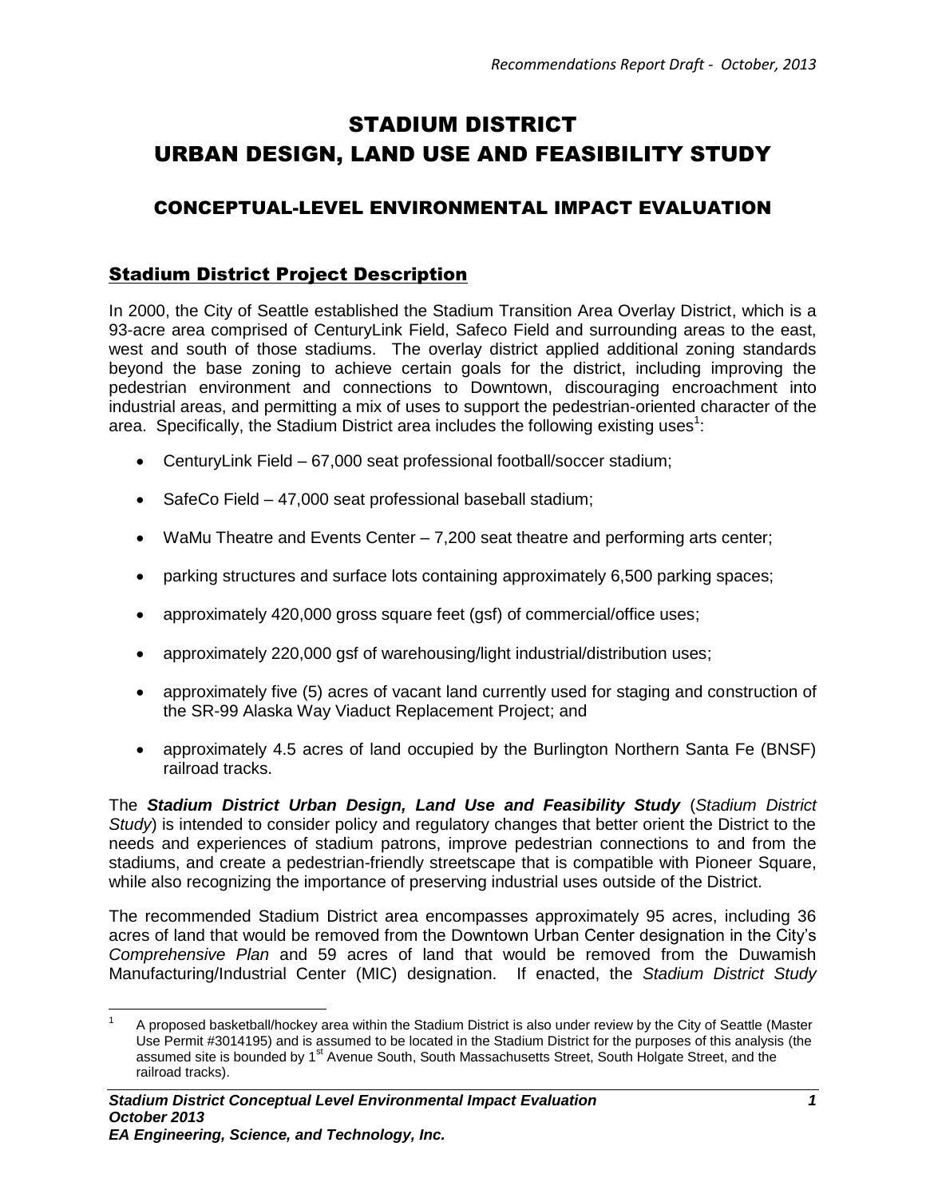# STADIUM DISTRICT
# URBAN DESIGN, LAND USE AND FEASIBILITY STUDY

## CONCEPTUAL-LEVEL ENVIRONMENTAL IMPACT EVALUATION

## Stadium District Project Description

In 2000, the City of Seattle established the Stadium Transition Area Overlay District, which is a 93-acre area comprised of CenturyLink Field, Safeco Field and surrounding areas to the east, west and south of those stadiums. The overlay district applied additional zoning standards beyond the base zoning to achieve certain goals for the district, including improving the pedestrian environment and connections to Downtown, discouraging encroachment into industrial areas, and permitting a mix of uses to support the pedestrian-oriented character of the area. Specifically, the Stadium District area includes the following existing uses[1]:

- CenturyLink Field – 67,000 seat professional football/soccer stadium;
- SafeCo Field – 47,000 seat professional baseball stadium;
- WaMu Theatre and Events Center – 7,200 seat theatre and performing arts center;
- parking structures and surface lots containing approximately 6,500 parking spaces;
- approximately 420,000 gross square feet (gsf) of commercial/office uses;
- approximately 220,000 gsf of warehousing/light industrial/distribution uses;
- approximately five (5) acres of vacant land currently used for staging and construction of the SR-99 Alaska Way Viaduct Replacement Project; and
- approximately 4.5 acres of land occupied by the Burlington Northern Santa Fe (BNSF) railroad tracks.

The ***Stadium District Urban Design, Land Use and Feasibility Study*** (*Stadium District Study*) is intended to consider policy and regulatory changes that better orient the District to the needs and experiences of stadium patrons, improve pedestrian connections to and from the stadiums, and create a pedestrian-friendly streetscape that is compatible with Pioneer Square, while also recognizing the importance of preserving industrial uses outside of the District.

The recommended Stadium District area encompasses approximately 95 acres, including 36 acres of land that would be removed from the Downtown Urban Center designation in the City's *Comprehensive Plan* and 59 acres of land that would be removed from the Duwamish Manufacturing/Industrial Center (MIC) designation. If enacted, the *Stadium District Study*

[1] A proposed basketball/hockey area within the Stadium District is also under review by the City of Seattle (Master Use Permit #3014195) and is assumed to be located in the Stadium District for the purposes of this analysis (the assumed site is bounded by 1st Avenue South, South Massachusetts Street, South Holgate Street, and the railroad tracks).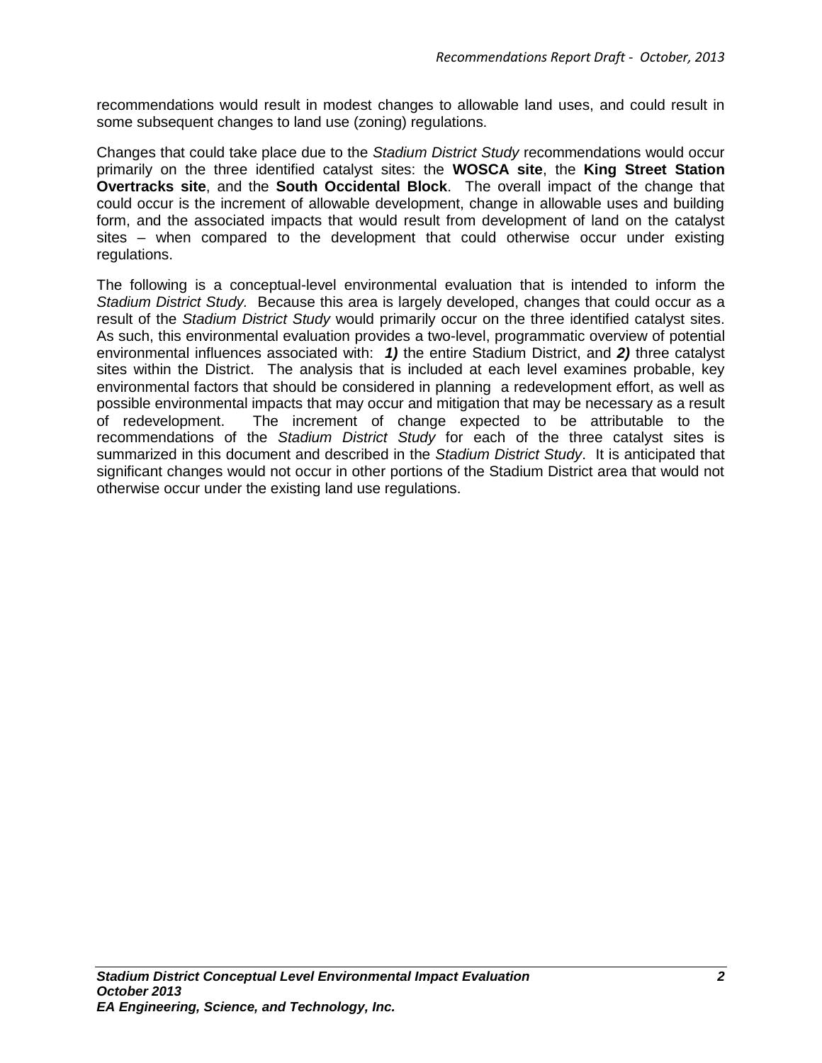recommendations would result in modest changes to allowable land uses, and could result in some subsequent changes to land use (zoning) regulations.

Changes that could take place due to the *Stadium District Study* recommendations would occur primarily on the three identified catalyst sites: the **WOSCA site**, the **King Street Station Overtracks site**, and the **South Occidental Block**. The overall impact of the change that could occur is the increment of allowable development, change in allowable uses and building form, and the associated impacts that would result from development of land on the catalyst sites – when compared to the development that could otherwise occur under existing regulations.

The following is a conceptual-level environmental evaluation that is intended to inform the *Stadium District Study.* Because this area is largely developed, changes that could occur as a result of the *Stadium District Study* would primarily occur on the three identified catalyst sites. As such, this environmental evaluation provides a two-level, programmatic overview of potential environmental influences associated with: ***1)*** the entire Stadium District, and ***2)*** three catalyst sites within the District. The analysis that is included at each level examines probable, key environmental factors that should be considered in planning a redevelopment effort, as well as possible environmental impacts that may occur and mitigation that may be necessary as a result of redevelopment. The increment of change expected to be attributable to the recommendations of the *Stadium District Study* for each of the three catalyst sites is summarized in this document and described in the *Stadium District Study*. It is anticipated that significant changes would not occur in other portions of the Stadium District area that would not otherwise occur under the existing land use regulations.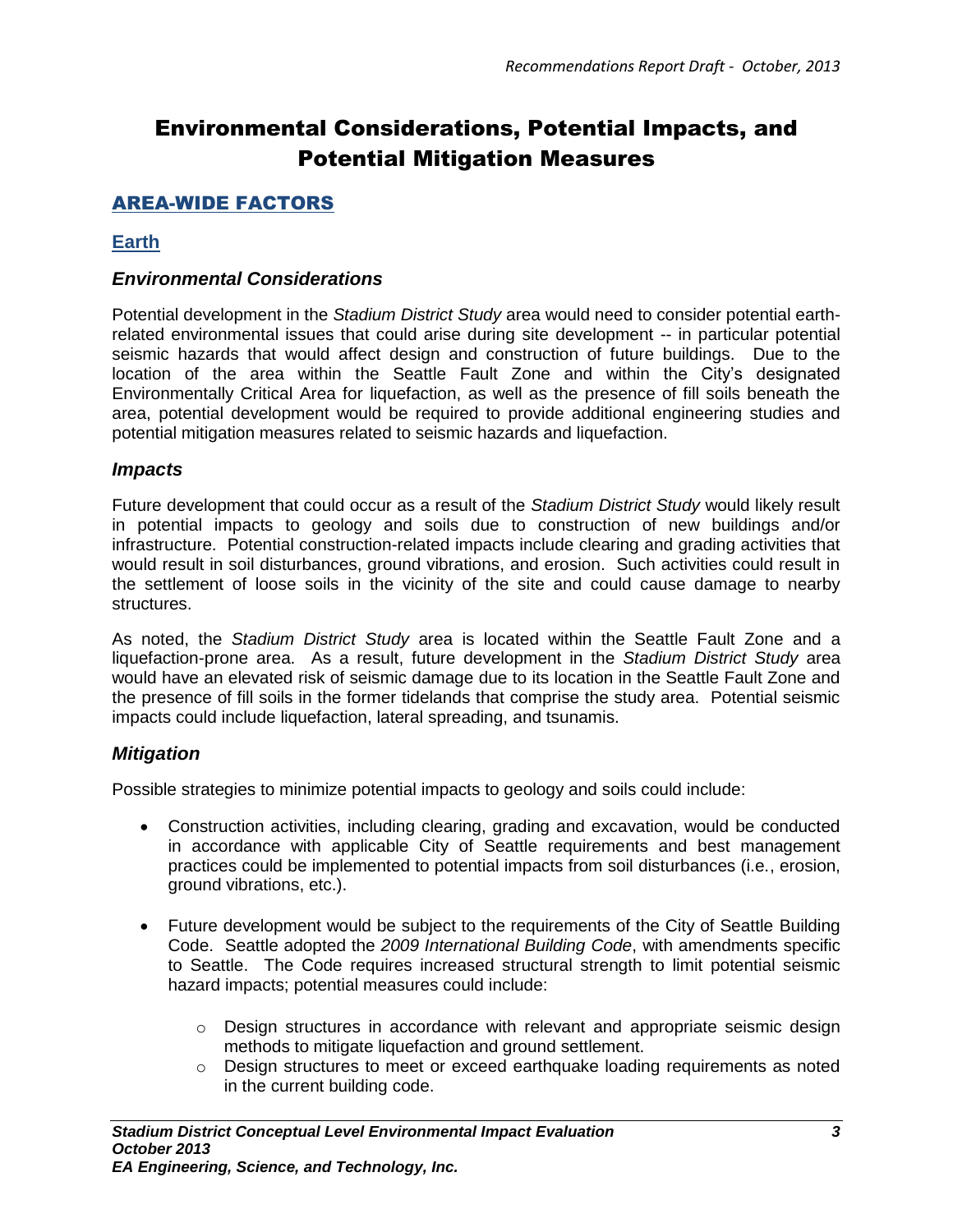# Environmental Considerations, Potential Impacts, and Potential Mitigation Measures

## AREA-WIDE FACTORS

### Earth

#### *Environmental Considerations*

Potential development in the *Stadium District Study* area would need to consider potential earth-related environmental issues that could arise during site development -- in particular potential seismic hazards that would affect design and construction of future buildings. Due to the location of the area within the Seattle Fault Zone and within the City's designated Environmentally Critical Area for liquefaction, as well as the presence of fill soils beneath the area, potential development would be required to provide additional engineering studies and potential mitigation measures related to seismic hazards and liquefaction.

#### *Impacts*

Future development that could occur as a result of the *Stadium District Study* would likely result in potential impacts to geology and soils due to construction of new buildings and/or infrastructure. Potential construction-related impacts include clearing and grading activities that would result in soil disturbances, ground vibrations, and erosion. Such activities could result in the settlement of loose soils in the vicinity of the site and could cause damage to nearby structures.

As noted, the *Stadium District Study* area is located within the Seattle Fault Zone and a liquefaction-prone area. As a result, future development in the *Stadium District Study* area would have an elevated risk of seismic damage due to its location in the Seattle Fault Zone and the presence of fill soils in the former tidelands that comprise the study area. Potential seismic impacts could include liquefaction, lateral spreading, and tsunamis.

#### *Mitigation*

Possible strategies to minimize potential impacts to geology and soils could include:

- Construction activities, including clearing, grading and excavation, would be conducted in accordance with applicable City of Seattle requirements and best management practices could be implemented to potential impacts from soil disturbances (i.e., erosion, ground vibrations, etc.).
- Future development would be subject to the requirements of the City of Seattle Building Code. Seattle adopted the *2009 International Building Code*, with amendments specific to Seattle. The Code requires increased structural strength to limit potential seismic hazard impacts; potential measures could include:
  - Design structures in accordance with relevant and appropriate seismic design methods to mitigate liquefaction and ground settlement.
  - Design structures to meet or exceed earthquake loading requirements as noted in the current building code.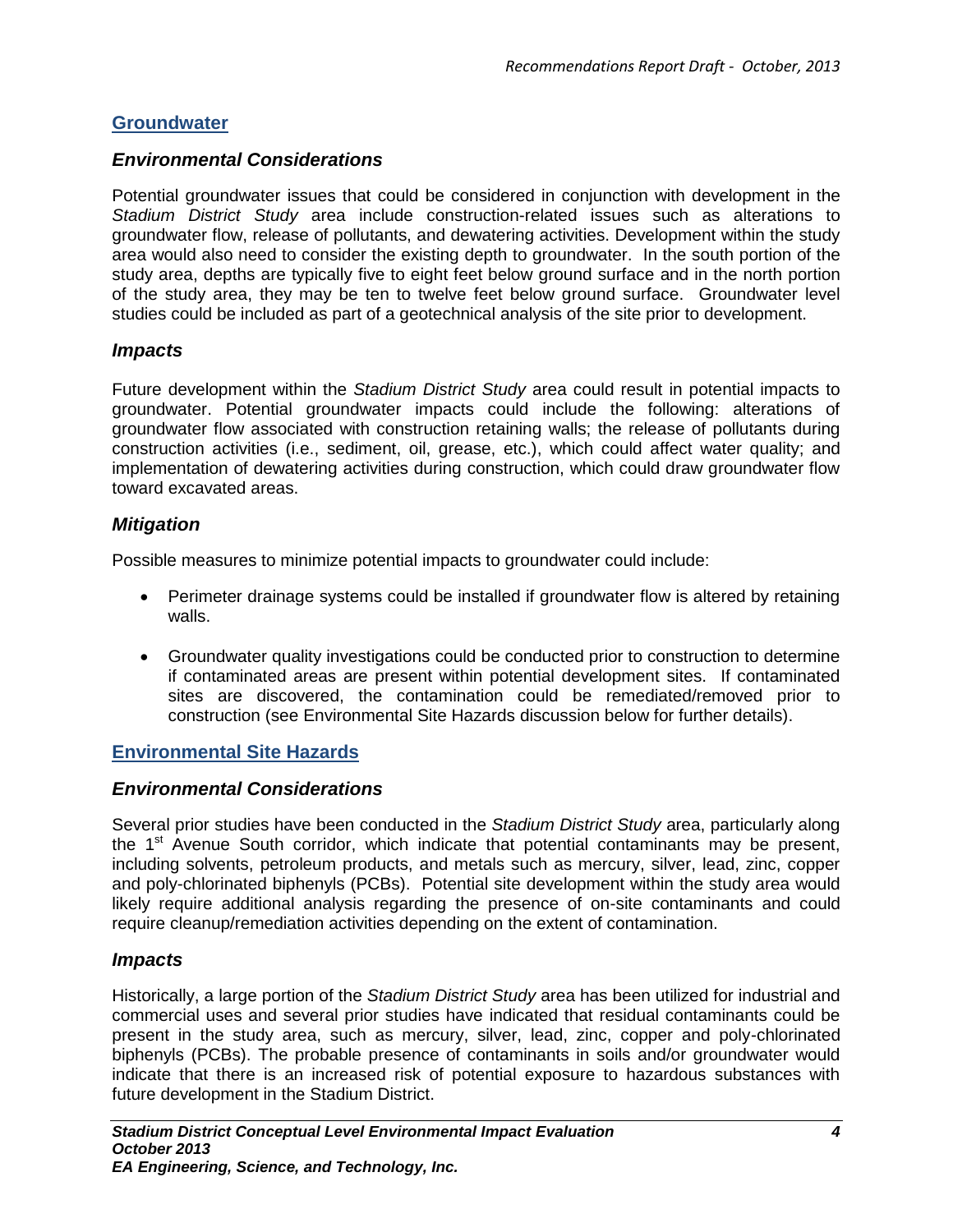## Groundwater

### *Environmental Considerations*

Potential groundwater issues that could be considered in conjunction with development in the *Stadium District Study* area include construction-related issues such as alterations to groundwater flow, release of pollutants, and dewatering activities. Development within the study area would also need to consider the existing depth to groundwater. In the south portion of the study area, depths are typically five to eight feet below ground surface and in the north portion of the study area, they may be ten to twelve feet below ground surface. Groundwater level studies could be included as part of a geotechnical analysis of the site prior to development.

### *Impacts*

Future development within the *Stadium District Study* area could result in potential impacts to groundwater. Potential groundwater impacts could include the following: alterations of groundwater flow associated with construction retaining walls; the release of pollutants during construction activities (i.e., sediment, oil, grease, etc.), which could affect water quality; and implementation of dewatering activities during construction, which could draw groundwater flow toward excavated areas.

### *Mitigation*

Possible measures to minimize potential impacts to groundwater could include:

- Perimeter drainage systems could be installed if groundwater flow is altered by retaining walls.
- Groundwater quality investigations could be conducted prior to construction to determine if contaminated areas are present within potential development sites. If contaminated sites are discovered, the contamination could be remediated/removed prior to construction (see Environmental Site Hazards discussion below for further details).

## Environmental Site Hazards

### *Environmental Considerations*

Several prior studies have been conducted in the *Stadium District Study* area, particularly along the 1st Avenue South corridor, which indicate that potential contaminants may be present, including solvents, petroleum products, and metals such as mercury, silver, lead, zinc, copper and poly-chlorinated biphenyls (PCBs). Potential site development within the study area would likely require additional analysis regarding the presence of on-site contaminants and could require cleanup/remediation activities depending on the extent of contamination.

### *Impacts*

Historically, a large portion of the *Stadium District Study* area has been utilized for industrial and commercial uses and several prior studies have indicated that residual contaminants could be present in the study area, such as mercury, silver, lead, zinc, copper and poly-chlorinated biphenyls (PCBs). The probable presence of contaminants in soils and/or groundwater would indicate that there is an increased risk of potential exposure to hazardous substances with future development in the Stadium District.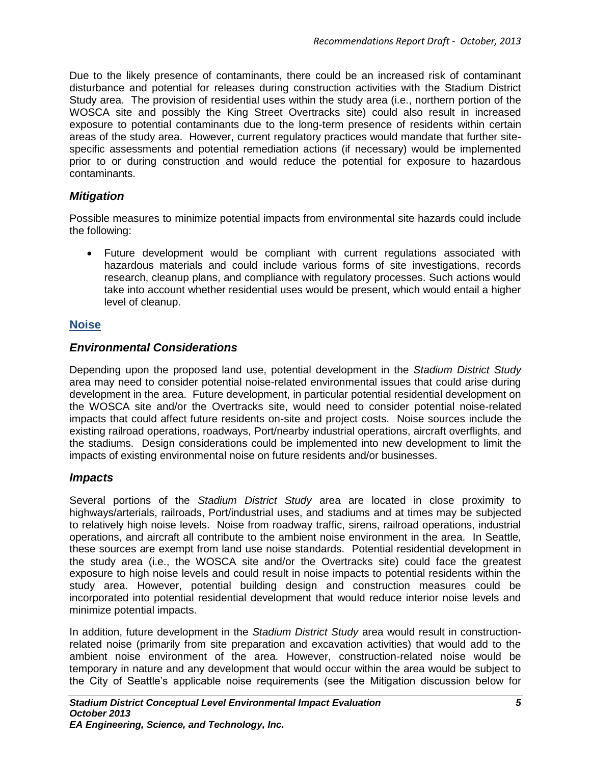Due to the likely presence of contaminants, there could be an increased risk of contaminant disturbance and potential for releases during construction activities with the Stadium District Study area. The provision of residential uses within the study area (i.e., northern portion of the WOSCA site and possibly the King Street Overtracks site) could also result in increased exposure to potential contaminants due to the long-term presence of residents within certain areas of the study area. However, current regulatory practices would mandate that further site-specific assessments and potential remediation actions (if necessary) would be implemented prior to or during construction and would reduce the potential for exposure to hazardous contaminants.

### *Mitigation*

Possible measures to minimize potential impacts from environmental site hazards could include the following:

- Future development would be compliant with current regulations associated with hazardous materials and could include various forms of site investigations, records research, cleanup plans, and compliance with regulatory processes. Such actions would take into account whether residential uses would be present, which would entail a higher level of cleanup.

## Noise

### *Environmental Considerations*

Depending upon the proposed land use, potential development in the *Stadium District Study* area may need to consider potential noise-related environmental issues that could arise during development in the area. Future development, in particular potential residential development on the WOSCA site and/or the Overtracks site, would need to consider potential noise-related impacts that could affect future residents on-site and project costs. Noise sources include the existing railroad operations, roadways, Port/nearby industrial operations, aircraft overflights, and the stadiums. Design considerations could be implemented into new development to limit the impacts of existing environmental noise on future residents and/or businesses.

### *Impacts*

Several portions of the *Stadium District Study* area are located in close proximity to highways/arterials, railroads, Port/industrial uses, and stadiums and at times may be subjected to relatively high noise levels. Noise from roadway traffic, sirens, railroad operations, industrial operations, and aircraft all contribute to the ambient noise environment in the area. In Seattle, these sources are exempt from land use noise standards. Potential residential development in the study area (i.e., the WOSCA site and/or the Overtracks site) could face the greatest exposure to high noise levels and could result in noise impacts to potential residents within the study area. However, potential building design and construction measures could be incorporated into potential residential development that would reduce interior noise levels and minimize potential impacts.

In addition, future development in the *Stadium District Study* area would result in construction-related noise (primarily from site preparation and excavation activities) that would add to the ambient noise environment of the area. However, construction-related noise would be temporary in nature and any development that would occur within the area would be subject to the City of Seattle's applicable noise requirements (see the Mitigation discussion below for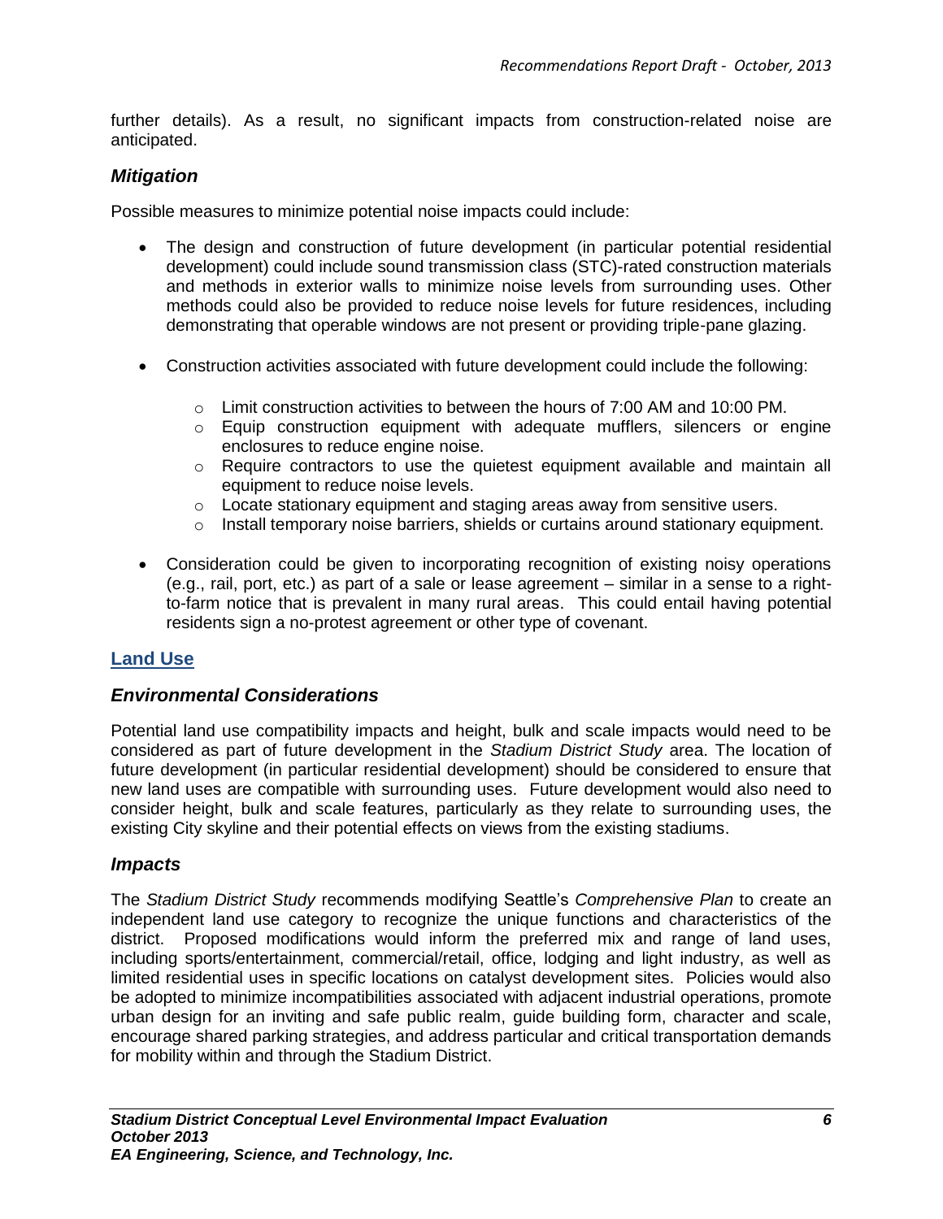further details). As a result, no significant impacts from construction-related noise are anticipated.

### *Mitigation*

Possible measures to minimize potential noise impacts could include:

- The design and construction of future development (in particular potential residential development) could include sound transmission class (STC)-rated construction materials and methods in exterior walls to minimize noise levels from surrounding uses. Other methods could also be provided to reduce noise levels for future residences, including demonstrating that operable windows are not present or providing triple-pane glazing.

- Construction activities associated with future development could include the following:

  - Limit construction activities to between the hours of 7:00 AM and 10:00 PM.
  - Equip construction equipment with adequate mufflers, silencers or engine enclosures to reduce engine noise.
  - Require contractors to use the quietest equipment available and maintain all equipment to reduce noise levels.
  - Locate stationary equipment and staging areas away from sensitive users.
  - Install temporary noise barriers, shields or curtains around stationary equipment.

- Consideration could be given to incorporating recognition of existing noisy operations (e.g., rail, port, etc.) as part of a sale or lease agreement – similar in a sense to a right-to-farm notice that is prevalent in many rural areas. This could entail having potential residents sign a no-protest agreement or other type of covenant.

## Land Use

### *Environmental Considerations*

Potential land use compatibility impacts and height, bulk and scale impacts would need to be considered as part of future development in the *Stadium District Study* area. The location of future development (in particular residential development) should be considered to ensure that new land uses are compatible with surrounding uses. Future development would also need to consider height, bulk and scale features, particularly as they relate to surrounding uses, the existing City skyline and their potential effects on views from the existing stadiums.

### *Impacts*

The *Stadium District Study* recommends modifying Seattle's *Comprehensive Plan* to create an independent land use category to recognize the unique functions and characteristics of the district. Proposed modifications would inform the preferred mix and range of land uses, including sports/entertainment, commercial/retail, office, lodging and light industry, as well as limited residential uses in specific locations on catalyst development sites. Policies would also be adopted to minimize incompatibilities associated with adjacent industrial operations, promote urban design for an inviting and safe public realm, guide building form, character and scale, encourage shared parking strategies, and address particular and critical transportation demands for mobility within and through the Stadium District.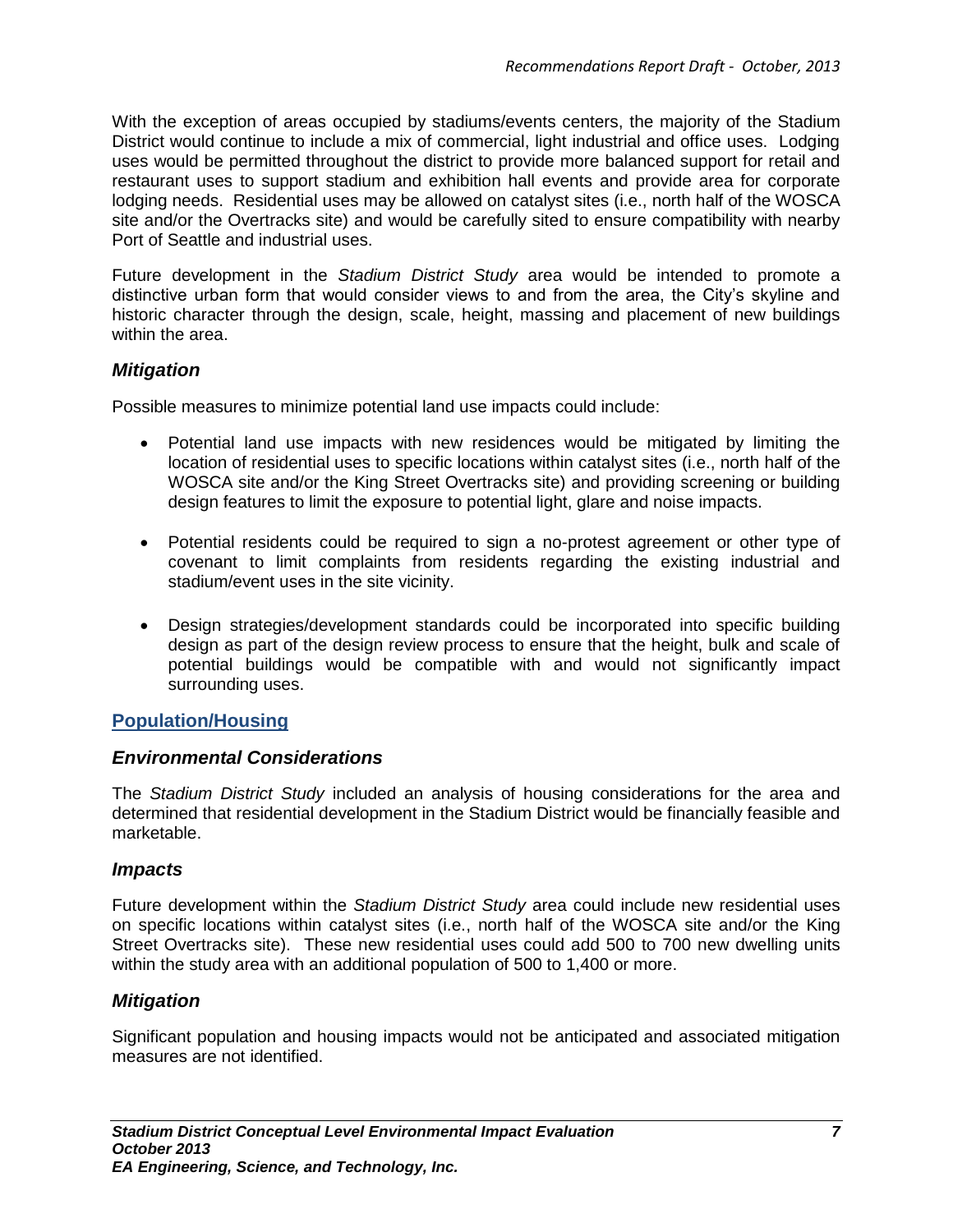With the exception of areas occupied by stadiums/events centers, the majority of the Stadium District would continue to include a mix of commercial, light industrial and office uses. Lodging uses would be permitted throughout the district to provide more balanced support for retail and restaurant uses to support stadium and exhibition hall events and provide area for corporate lodging needs. Residential uses may be allowed on catalyst sites (i.e., north half of the WOSCA site and/or the Overtracks site) and would be carefully sited to ensure compatibility with nearby Port of Seattle and industrial uses.

Future development in the *Stadium District Study* area would be intended to promote a distinctive urban form that would consider views to and from the area, the City's skyline and historic character through the design, scale, height, massing and placement of new buildings within the area.

### *Mitigation*

Possible measures to minimize potential land use impacts could include:

- Potential land use impacts with new residences would be mitigated by limiting the location of residential uses to specific locations within catalyst sites (i.e., north half of the WOSCA site and/or the King Street Overtracks site) and providing screening or building design features to limit the exposure to potential light, glare and noise impacts.

- Potential residents could be required to sign a no-protest agreement or other type of covenant to limit complaints from residents regarding the existing industrial and stadium/event uses in the site vicinity.

- Design strategies/development standards could be incorporated into specific building design as part of the design review process to ensure that the height, bulk and scale of potential buildings would be compatible with and would not significantly impact surrounding uses.

## Population/Housing

### *Environmental Considerations*

The *Stadium District Study* included an analysis of housing considerations for the area and determined that residential development in the Stadium District would be financially feasible and marketable.

### *Impacts*

Future development within the *Stadium District Study* area could include new residential uses on specific locations within catalyst sites (i.e., north half of the WOSCA site and/or the King Street Overtracks site). These new residential uses could add 500 to 700 new dwelling units within the study area with an additional population of 500 to 1,400 or more.

### *Mitigation*

Significant population and housing impacts would not be anticipated and associated mitigation measures are not identified.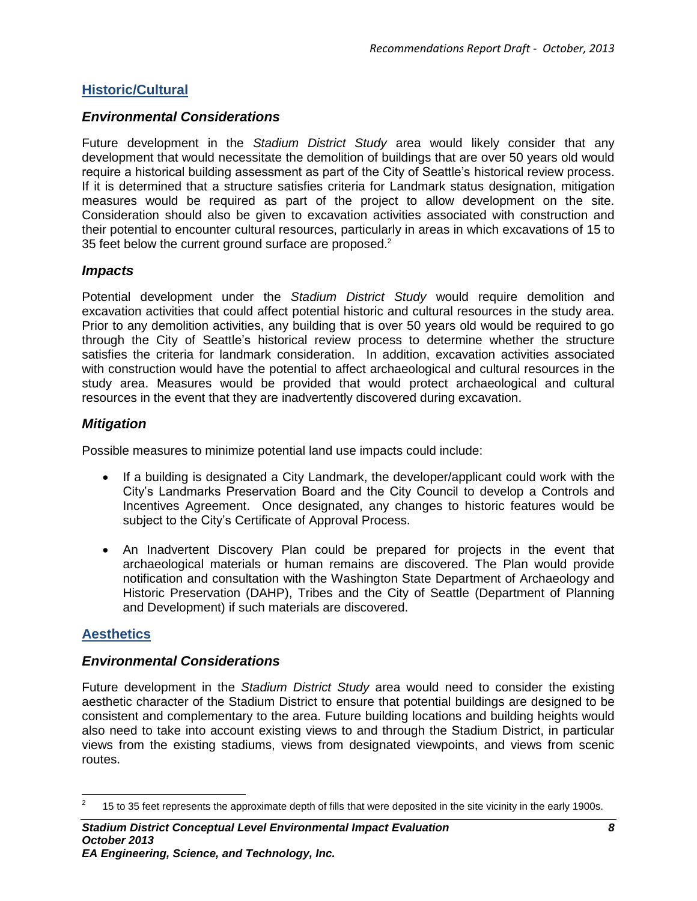## Historic/Cultural

### *Environmental Considerations*

Future development in the *Stadium District Study* area would likely consider that any development that would necessitate the demolition of buildings that are over 50 years old would require a historical building assessment as part of the City of Seattle's historical review process. If it is determined that a structure satisfies criteria for Landmark status designation, mitigation measures would be required as part of the project to allow development on the site. Consideration should also be given to excavation activities associated with construction and their potential to encounter cultural resources, particularly in areas in which excavations of 15 to 35 feet below the current ground surface are proposed.[2]

### *Impacts*

Potential development under the *Stadium District Study* would require demolition and excavation activities that could affect potential historic and cultural resources in the study area. Prior to any demolition activities, any building that is over 50 years old would be required to go through the City of Seattle's historical review process to determine whether the structure satisfies the criteria for landmark consideration. In addition, excavation activities associated with construction would have the potential to affect archaeological and cultural resources in the study area. Measures would be provided that would protect archaeological and cultural resources in the event that they are inadvertently discovered during excavation.

### *Mitigation*

Possible measures to minimize potential land use impacts could include:

- If a building is designated a City Landmark, the developer/applicant could work with the City's Landmarks Preservation Board and the City Council to develop a Controls and Incentives Agreement. Once designated, any changes to historic features would be subject to the City's Certificate of Approval Process.
- An Inadvertent Discovery Plan could be prepared for projects in the event that archaeological materials or human remains are discovered. The Plan would provide notification and consultation with the Washington State Department of Archaeology and Historic Preservation (DAHP), Tribes and the City of Seattle (Department of Planning and Development) if such materials are discovered.

## Aesthetics

### *Environmental Considerations*

Future development in the *Stadium District Study* area would need to consider the existing aesthetic character of the Stadium District to ensure that potential buildings are designed to be consistent and complementary to the area. Future building locations and building heights would also need to take into account existing views to and through the Stadium District, in particular views from the existing stadiums, views from designated viewpoints, and views from scenic routes.

---

[2] 15 to 35 feet represents the approximate depth of fills that were deposited in the site vicinity in the early 1900s.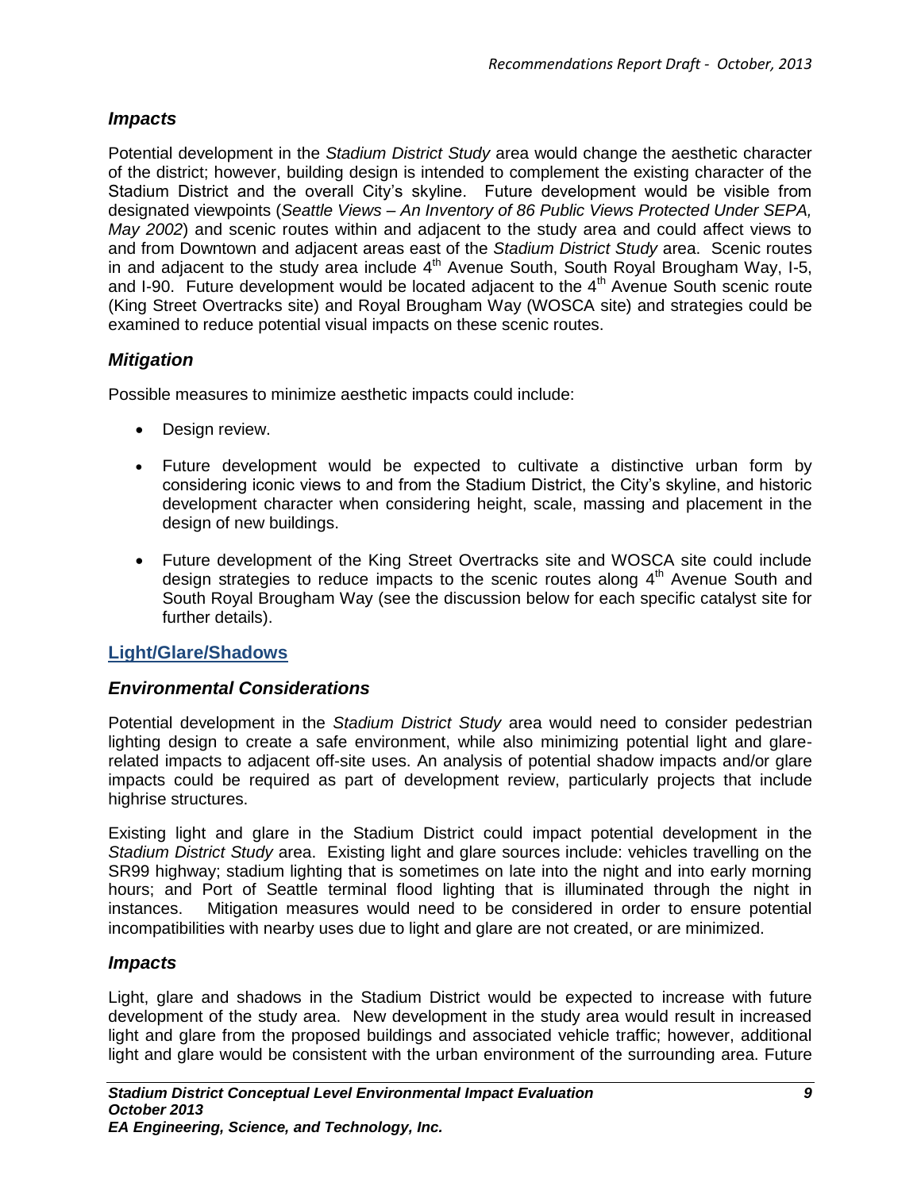### *Impacts*

Potential development in the *Stadium District Study* area would change the aesthetic character of the district; however, building design is intended to complement the existing character of the Stadium District and the overall City's skyline. Future development would be visible from designated viewpoints (*Seattle Views – An Inventory of 86 Public Views Protected Under SEPA, May 2002*) and scenic routes within and adjacent to the study area and could affect views to and from Downtown and adjacent areas east of the *Stadium District Study* area. Scenic routes in and adjacent to the study area include 4th Avenue South, South Royal Brougham Way, I-5, and I-90. Future development would be located adjacent to the 4th Avenue South scenic route (King Street Overtracks site) and Royal Brougham Way (WOSCA site) and strategies could be examined to reduce potential visual impacts on these scenic routes.

### *Mitigation*

Possible measures to minimize aesthetic impacts could include:

- Design review.
- Future development would be expected to cultivate a distinctive urban form by considering iconic views to and from the Stadium District, the City's skyline, and historic development character when considering height, scale, massing and placement in the design of new buildings.
- Future development of the King Street Overtracks site and WOSCA site could include design strategies to reduce impacts to the scenic routes along 4th Avenue South and South Royal Brougham Way (see the discussion below for each specific catalyst site for further details).

## Light/Glare/Shadows

### *Environmental Considerations*

Potential development in the *Stadium District Study* area would need to consider pedestrian lighting design to create a safe environment, while also minimizing potential light and glare-related impacts to adjacent off-site uses. An analysis of potential shadow impacts and/or glare impacts could be required as part of development review, particularly projects that include highrise structures.

Existing light and glare in the Stadium District could impact potential development in the *Stadium District Study* area. Existing light and glare sources include: vehicles travelling on the SR99 highway; stadium lighting that is sometimes on late into the night and into early morning hours; and Port of Seattle terminal flood lighting that is illuminated through the night in instances. Mitigation measures would need to be considered in order to ensure potential incompatibilities with nearby uses due to light and glare are not created, or are minimized.

### *Impacts*

Light, glare and shadows in the Stadium District would be expected to increase with future development of the study area. New development in the study area would result in increased light and glare from the proposed buildings and associated vehicle traffic; however, additional light and glare would be consistent with the urban environment of the surrounding area. Future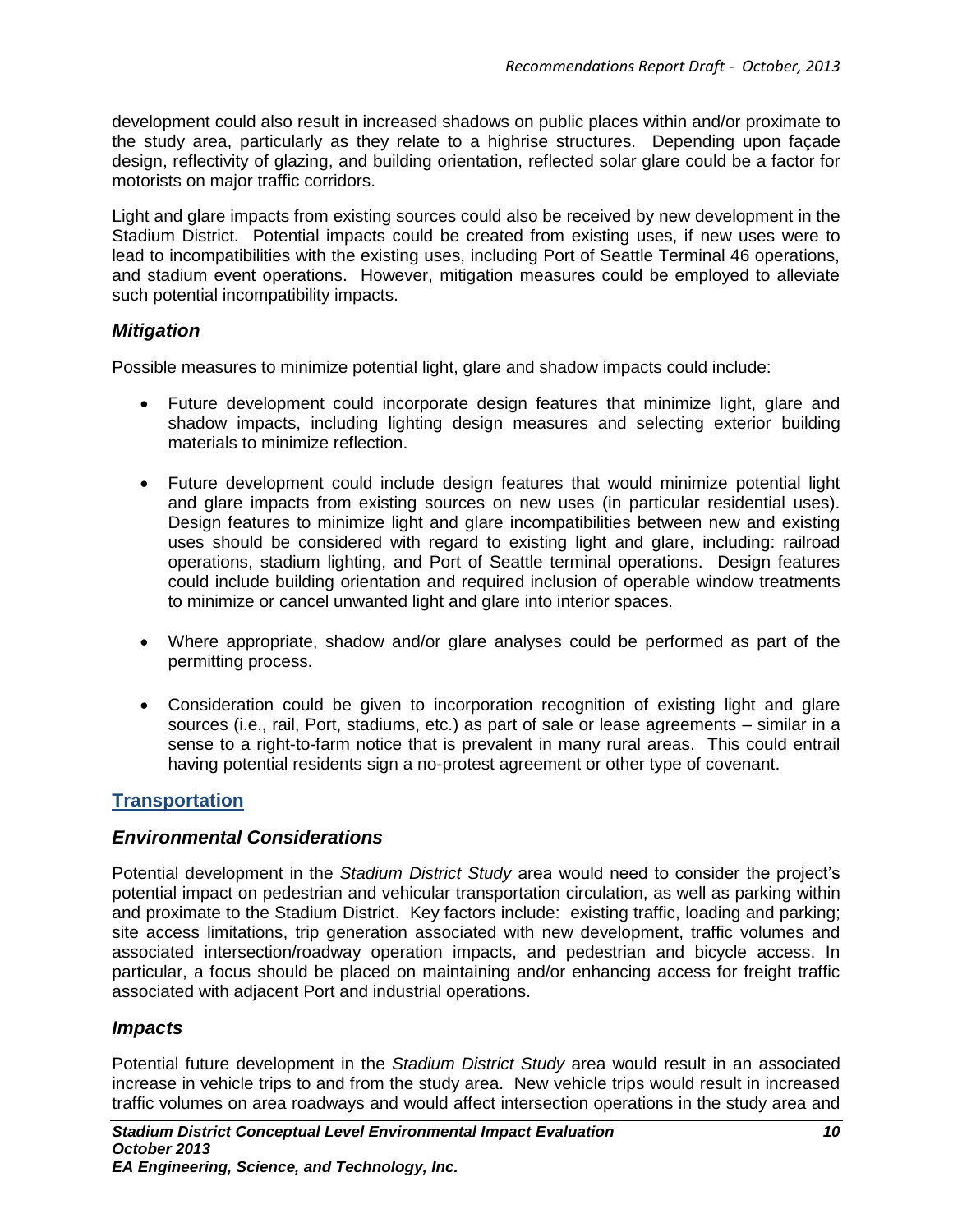development could also result in increased shadows on public places within and/or proximate to the study area, particularly as they relate to a highrise structures. Depending upon façade design, reflectivity of glazing, and building orientation, reflected solar glare could be a factor for motorists on major traffic corridors.

Light and glare impacts from existing sources could also be received by new development in the Stadium District. Potential impacts could be created from existing uses, if new uses were to lead to incompatibilities with the existing uses, including Port of Seattle Terminal 46 operations, and stadium event operations. However, mitigation measures could be employed to alleviate such potential incompatibility impacts.

### *Mitigation*

Possible measures to minimize potential light, glare and shadow impacts could include:

- Future development could incorporate design features that minimize light, glare and shadow impacts, including lighting design measures and selecting exterior building materials to minimize reflection.

- Future development could include design features that would minimize potential light and glare impacts from existing sources on new uses (in particular residential uses). Design features to minimize light and glare incompatibilities between new and existing uses should be considered with regard to existing light and glare, including: railroad operations, stadium lighting, and Port of Seattle terminal operations. Design features could include building orientation and required inclusion of operable window treatments to minimize or cancel unwanted light and glare into interior spaces.

- Where appropriate, shadow and/or glare analyses could be performed as part of the permitting process.

- Consideration could be given to incorporation recognition of existing light and glare sources (i.e., rail, Port, stadiums, etc.) as part of sale or lease agreements – similar in a sense to a right-to-farm notice that is prevalent in many rural areas. This could entrail having potential residents sign a no-protest agreement or other type of covenant.

## Transportation

### *Environmental Considerations*

Potential development in the *Stadium District Study* area would need to consider the project's potential impact on pedestrian and vehicular transportation circulation, as well as parking within and proximate to the Stadium District. Key factors include: existing traffic, loading and parking; site access limitations, trip generation associated with new development, traffic volumes and associated intersection/roadway operation impacts, and pedestrian and bicycle access. In particular, a focus should be placed on maintaining and/or enhancing access for freight traffic associated with adjacent Port and industrial operations.

### *Impacts*

Potential future development in the *Stadium District Study* area would result in an associated increase in vehicle trips to and from the study area. New vehicle trips would result in increased traffic volumes on area roadways and would affect intersection operations in the study area and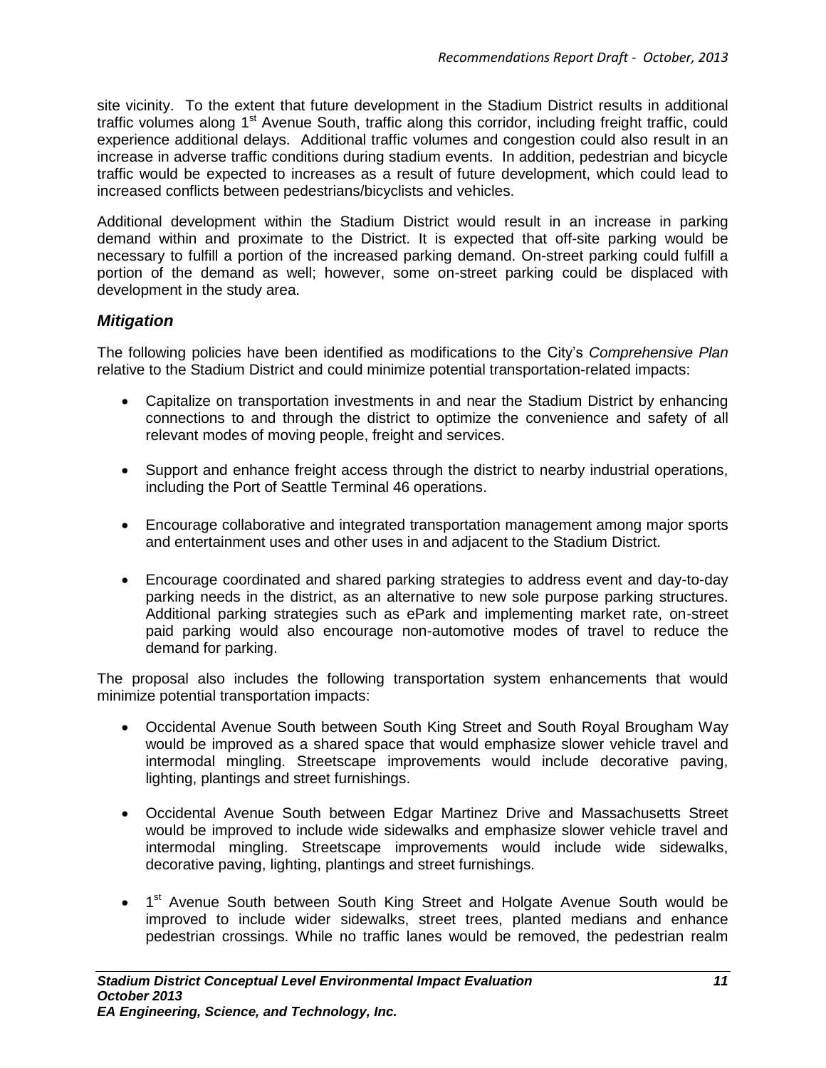site vicinity. To the extent that future development in the Stadium District results in additional traffic volumes along 1st Avenue South, traffic along this corridor, including freight traffic, could experience additional delays. Additional traffic volumes and congestion could also result in an increase in adverse traffic conditions during stadium events. In addition, pedestrian and bicycle traffic would be expected to increases as a result of future development, which could lead to increased conflicts between pedestrians/bicyclists and vehicles.

Additional development within the Stadium District would result in an increase in parking demand within and proximate to the District. It is expected that off-site parking would be necessary to fulfill a portion of the increased parking demand. On-street parking could fulfill a portion of the demand as well; however, some on-street parking could be displaced with development in the study area.

### *Mitigation*

The following policies have been identified as modifications to the City's *Comprehensive Plan* relative to the Stadium District and could minimize potential transportation-related impacts:

- Capitalize on transportation investments in and near the Stadium District by enhancing connections to and through the district to optimize the convenience and safety of all relevant modes of moving people, freight and services.
- Support and enhance freight access through the district to nearby industrial operations, including the Port of Seattle Terminal 46 operations.
- Encourage collaborative and integrated transportation management among major sports and entertainment uses and other uses in and adjacent to the Stadium District.
- Encourage coordinated and shared parking strategies to address event and day-to-day parking needs in the district, as an alternative to new sole purpose parking structures. Additional parking strategies such as ePark and implementing market rate, on-street paid parking would also encourage non-automotive modes of travel to reduce the demand for parking.

The proposal also includes the following transportation system enhancements that would minimize potential transportation impacts:

- Occidental Avenue South between South King Street and South Royal Brougham Way would be improved as a shared space that would emphasize slower vehicle travel and intermodal mingling. Streetscape improvements would include decorative paving, lighting, plantings and street furnishings.
- Occidental Avenue South between Edgar Martinez Drive and Massachusetts Street would be improved to include wide sidewalks and emphasize slower vehicle travel and intermodal mingling. Streetscape improvements would include wide sidewalks, decorative paving, lighting, plantings and street furnishings.
- 1st Avenue South between South King Street and Holgate Avenue South would be improved to include wider sidewalks, street trees, planted medians and enhance pedestrian crossings. While no traffic lanes would be removed, the pedestrian realm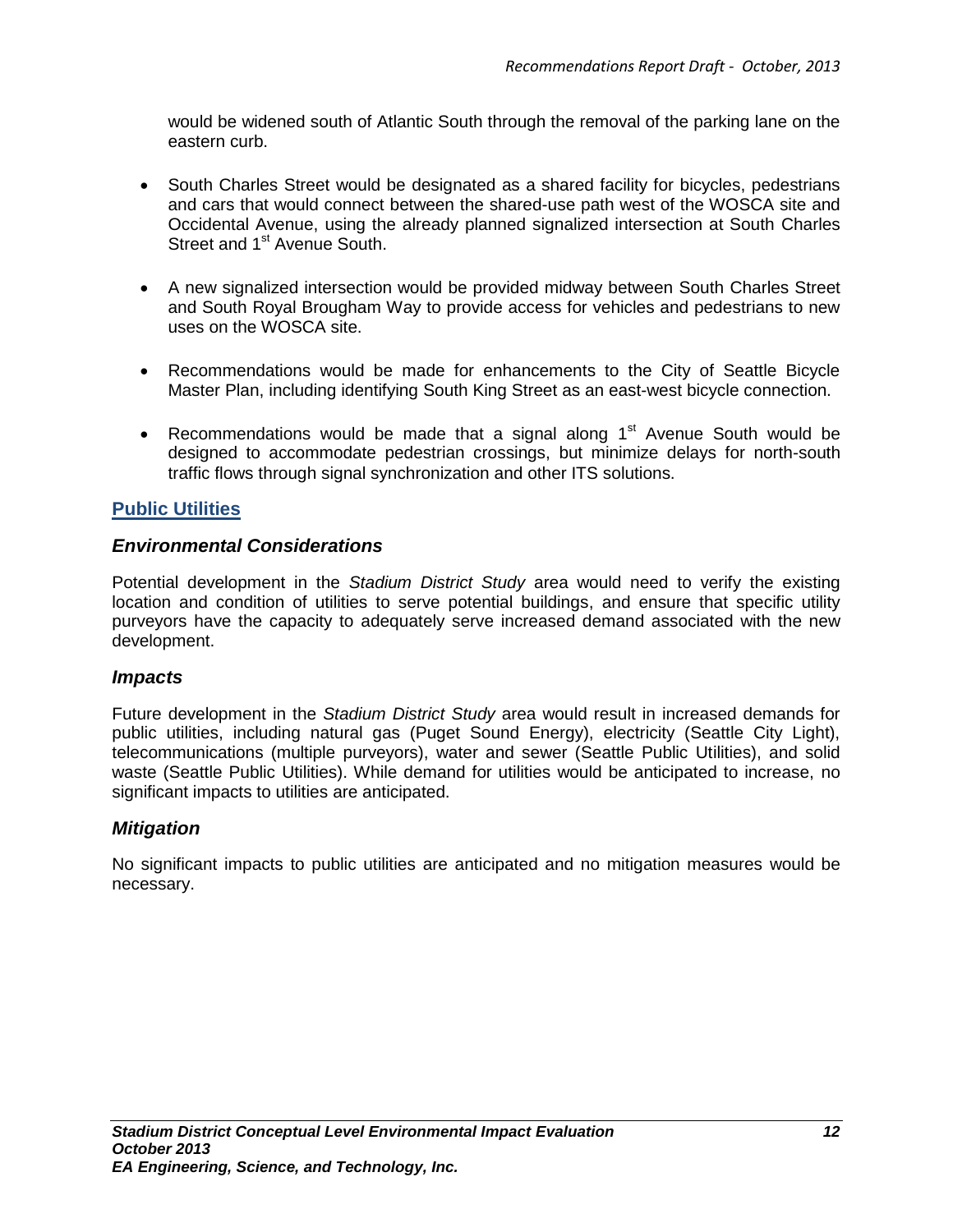would be widened south of Atlantic South through the removal of the parking lane on the eastern curb.

- South Charles Street would be designated as a shared facility for bicycles, pedestrians and cars that would connect between the shared-use path west of the WOSCA site and Occidental Avenue, using the already planned signalized intersection at South Charles Street and 1st Avenue South.

- A new signalized intersection would be provided midway between South Charles Street and South Royal Brougham Way to provide access for vehicles and pedestrians to new uses on the WOSCA site.

- Recommendations would be made for enhancements to the City of Seattle Bicycle Master Plan, including identifying South King Street as an east-west bicycle connection.

- Recommendations would be made that a signal along 1st Avenue South would be designed to accommodate pedestrian crossings, but minimize delays for north-south traffic flows through signal synchronization and other ITS solutions.

## Public Utilities

### *Environmental Considerations*

Potential development in the *Stadium District Study* area would need to verify the existing location and condition of utilities to serve potential buildings, and ensure that specific utility purveyors have the capacity to adequately serve increased demand associated with the new development.

### *Impacts*

Future development in the *Stadium District Study* area would result in increased demands for public utilities, including natural gas (Puget Sound Energy), electricity (Seattle City Light), telecommunications (multiple purveyors), water and sewer (Seattle Public Utilities), and solid waste (Seattle Public Utilities). While demand for utilities would be anticipated to increase, no significant impacts to utilities are anticipated.

### *Mitigation*

No significant impacts to public utilities are anticipated and no mitigation measures would be necessary.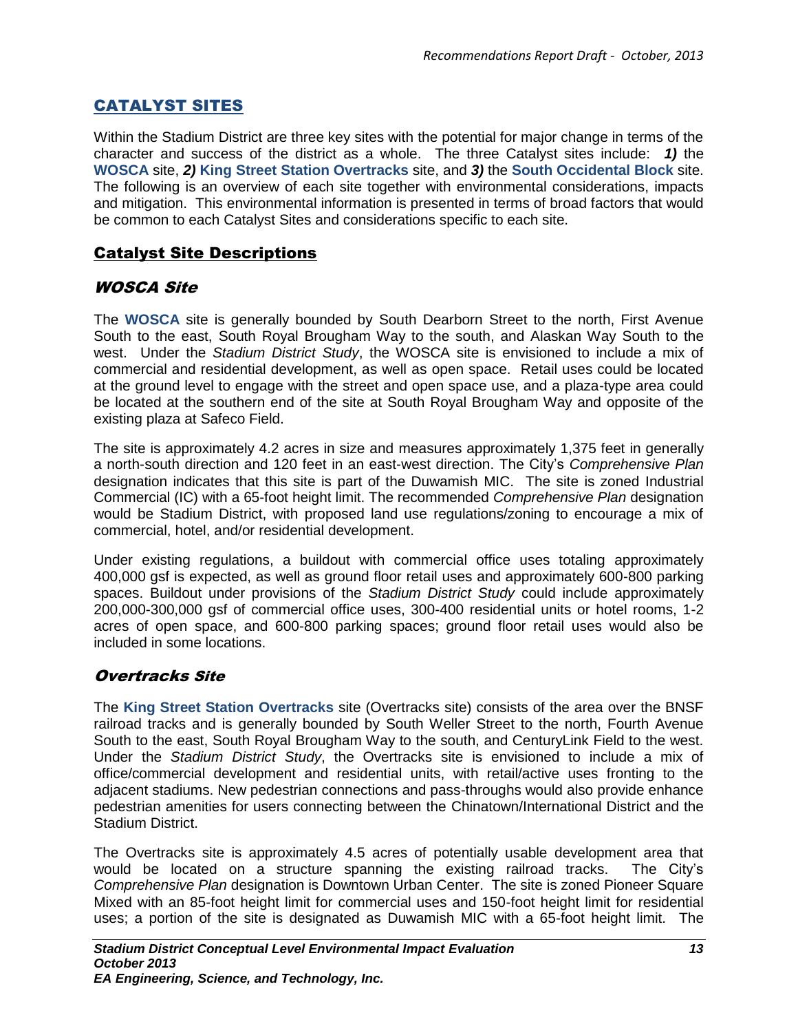## CATALYST SITES

Within the Stadium District are three key sites with the potential for major change in terms of the character and success of the district as a whole. The three Catalyst sites include: ***1)*** the **WOSCA** site, ***2)*** **King Street Station Overtracks** site, and ***3)*** the **South Occidental Block** site. The following is an overview of each site together with environmental considerations, impacts and mitigation. This environmental information is presented in terms of broad factors that would be common to each Catalyst Sites and considerations specific to each site.

## Catalyst Site Descriptions

### WOSCA Site

The **WOSCA** site is generally bounded by South Dearborn Street to the north, First Avenue South to the east, South Royal Brougham Way to the south, and Alaskan Way South to the west. Under the *Stadium District Study*, the WOSCA site is envisioned to include a mix of commercial and residential development, as well as open space. Retail uses could be located at the ground level to engage with the street and open space use, and a plaza-type area could be located at the southern end of the site at South Royal Brougham Way and opposite of the existing plaza at Safeco Field.

The site is approximately 4.2 acres in size and measures approximately 1,375 feet in generally a north-south direction and 120 feet in an east-west direction. The City's *Comprehensive Plan* designation indicates that this site is part of the Duwamish MIC. The site is zoned Industrial Commercial (IC) with a 65-foot height limit. The recommended *Comprehensive Plan* designation would be Stadium District, with proposed land use regulations/zoning to encourage a mix of commercial, hotel, and/or residential development.

Under existing regulations, a buildout with commercial office uses totaling approximately 400,000 gsf is expected, as well as ground floor retail uses and approximately 600-800 parking spaces. Buildout under provisions of the *Stadium District Study* could include approximately 200,000-300,000 gsf of commercial office uses, 300-400 residential units or hotel rooms, 1-2 acres of open space, and 600-800 parking spaces; ground floor retail uses would also be included in some locations.

### Overtracks Site

The **King Street Station Overtracks** site (Overtracks site) consists of the area over the BNSF railroad tracks and is generally bounded by South Weller Street to the north, Fourth Avenue South to the east, South Royal Brougham Way to the south, and CenturyLink Field to the west. Under the *Stadium District Study*, the Overtracks site is envisioned to include a mix of office/commercial development and residential units, with retail/active uses fronting to the adjacent stadiums. New pedestrian connections and pass-throughs would also provide enhance pedestrian amenities for users connecting between the Chinatown/International District and the Stadium District.

The Overtracks site is approximately 4.5 acres of potentially usable development area that would be located on a structure spanning the existing railroad tracks. The City's *Comprehensive Plan* designation is Downtown Urban Center. The site is zoned Pioneer Square Mixed with an 85-foot height limit for commercial uses and 150-foot height limit for residential uses; a portion of the site is designated as Duwamish MIC with a 65-foot height limit. The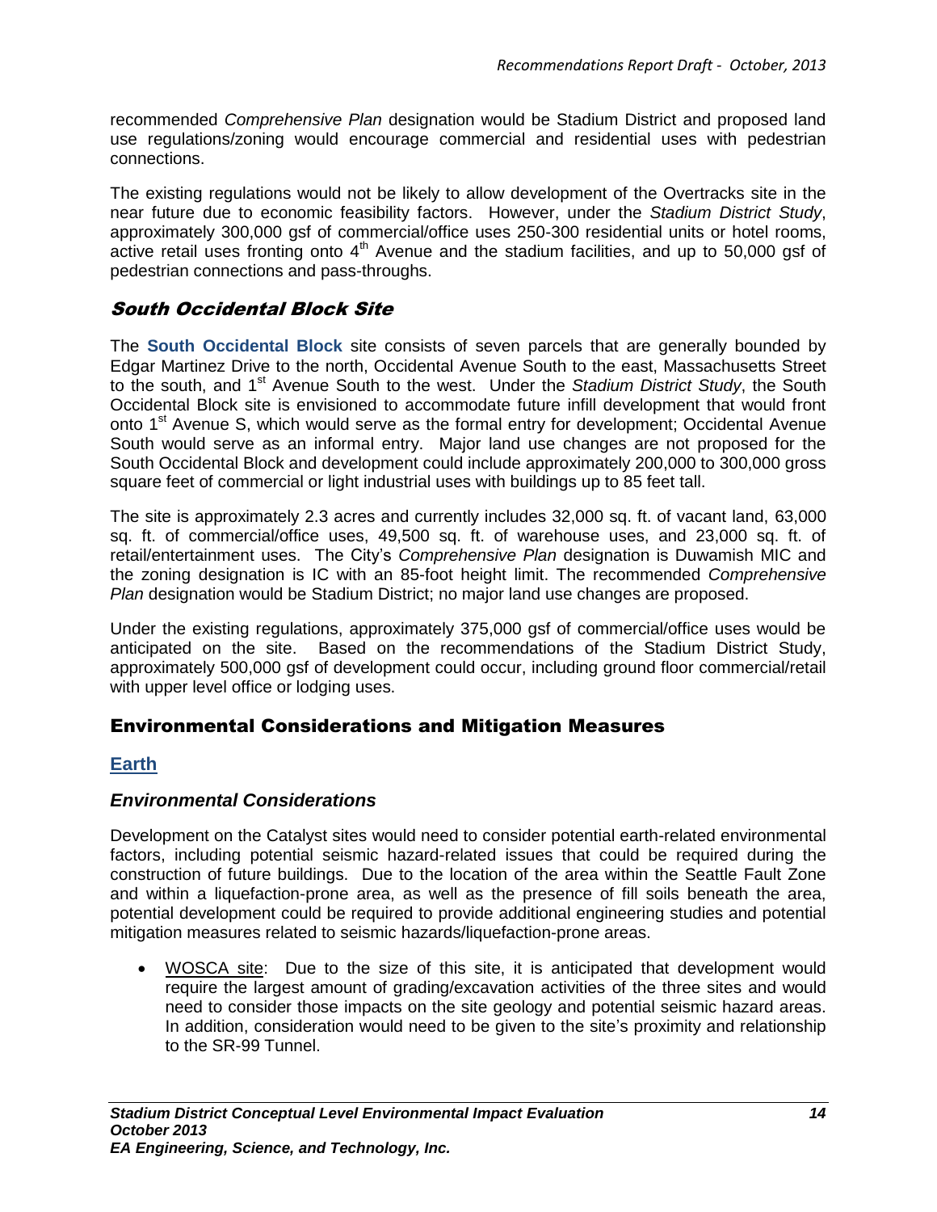recommended *Comprehensive Plan* designation would be Stadium District and proposed land use regulations/zoning would encourage commercial and residential uses with pedestrian connections.

The existing regulations would not be likely to allow development of the Overtracks site in the near future due to economic feasibility factors. However, under the *Stadium District Study*, approximately 300,000 gsf of commercial/office uses 250-300 residential units or hotel rooms, active retail uses fronting onto 4th Avenue and the stadium facilities, and up to 50,000 gsf of pedestrian connections and pass-throughs.

### South Occidental Block Site

The **South Occidental Block** site consists of seven parcels that are generally bounded by Edgar Martinez Drive to the north, Occidental Avenue South to the east, Massachusetts Street to the south, and 1st Avenue South to the west. Under the *Stadium District Study*, the South Occidental Block site is envisioned to accommodate future infill development that would front onto 1st Avenue S, which would serve as the formal entry for development; Occidental Avenue South would serve as an informal entry. Major land use changes are not proposed for the South Occidental Block and development could include approximately 200,000 to 300,000 gross square feet of commercial or light industrial uses with buildings up to 85 feet tall.

The site is approximately 2.3 acres and currently includes 32,000 sq. ft. of vacant land, 63,000 sq. ft. of commercial/office uses, 49,500 sq. ft. of warehouse uses, and 23,000 sq. ft. of retail/entertainment uses. The City's *Comprehensive Plan* designation is Duwamish MIC and the zoning designation is IC with an 85-foot height limit. The recommended *Comprehensive Plan* designation would be Stadium District; no major land use changes are proposed.

Under the existing regulations, approximately 375,000 gsf of commercial/office uses would be anticipated on the site. Based on the recommendations of the Stadium District Study, approximately 500,000 gsf of development could occur, including ground floor commercial/retail with upper level office or lodging uses.

## Environmental Considerations and Mitigation Measures

### Earth

#### *Environmental Considerations*

Development on the Catalyst sites would need to consider potential earth-related environmental factors, including potential seismic hazard-related issues that could be required during the construction of future buildings. Due to the location of the area within the Seattle Fault Zone and within a liquefaction-prone area, as well as the presence of fill soils beneath the area, potential development could be required to provide additional engineering studies and potential mitigation measures related to seismic hazards/liquefaction-prone areas.

- WOSCA site: Due to the size of this site, it is anticipated that development would require the largest amount of grading/excavation activities of the three sites and would need to consider those impacts on the site geology and potential seismic hazard areas. In addition, consideration would need to be given to the site's proximity and relationship to the SR-99 Tunnel.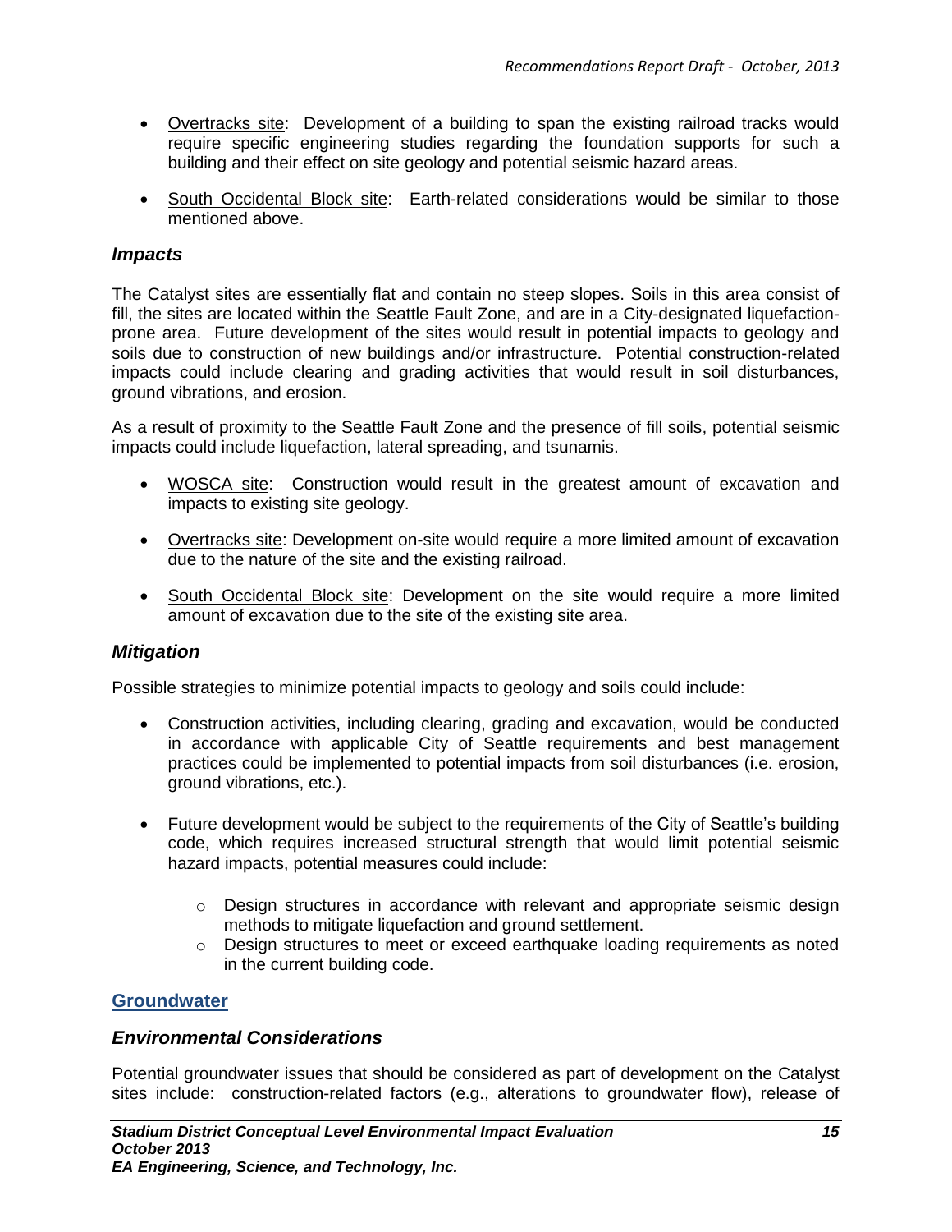- Overtracks site:  Development of a building to span the existing railroad tracks would require specific engineering studies regarding the foundation supports for such a building and their effect on site geology and potential seismic hazard areas.

- South Occidental Block site:  Earth-related considerations would be similar to those mentioned above.

### *Impacts*

The Catalyst sites are essentially flat and contain no steep slopes. Soils in this area consist of fill, the sites are located within the Seattle Fault Zone, and are in a City-designated liquefaction-prone area.  Future development of the sites would result in potential impacts to geology and soils due to construction of new buildings and/or infrastructure.  Potential construction-related impacts could include clearing and grading activities that would result in soil disturbances, ground vibrations, and erosion.

As a result of proximity to the Seattle Fault Zone and the presence of fill soils, potential seismic impacts could include liquefaction, lateral spreading, and tsunamis.

- WOSCA site:  Construction would result in the greatest amount of excavation and impacts to existing site geology.

- Overtracks site: Development on-site would require a more limited amount of excavation due to the nature of the site and the existing railroad.

- South Occidental Block site: Development on the site would require a more limited amount of excavation due to the site of the existing site area.

### *Mitigation*

Possible strategies to minimize potential impacts to geology and soils could include:

- Construction activities, including clearing, grading and excavation, would be conducted in accordance with applicable City of Seattle requirements and best management practices could be implemented to potential impacts from soil disturbances (i.e. erosion, ground vibrations, etc.).

- Future development would be subject to the requirements of the City of Seattle's building code, which requires increased structural strength that would limit potential seismic hazard impacts, potential measures could include:

  - Design structures in accordance with relevant and appropriate seismic design methods to mitigate liquefaction and ground settlement.
  - Design structures to meet or exceed earthquake loading requirements as noted in the current building code.

## Groundwater

### *Environmental Considerations*

Potential groundwater issues that should be considered as part of development on the Catalyst sites include:  construction-related factors (e.g., alterations to groundwater flow), release of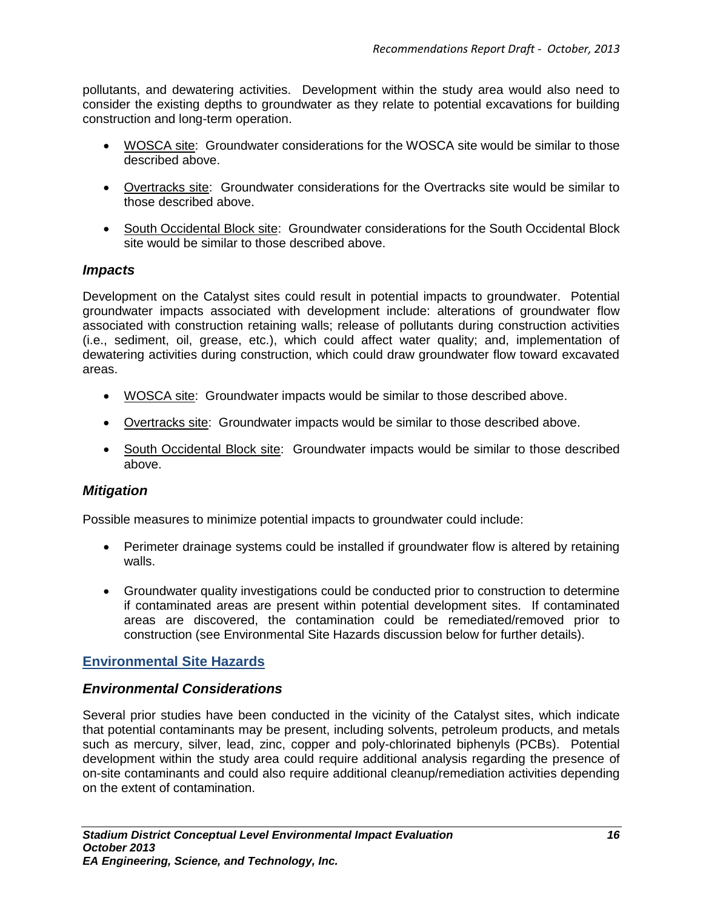pollutants, and dewatering activities. Development within the study area would also need to consider the existing depths to groundwater as they relate to potential excavations for building construction and long-term operation.

- WOSCA site: Groundwater considerations for the WOSCA site would be similar to those described above.
- Overtracks site: Groundwater considerations for the Overtracks site would be similar to those described above.
- South Occidental Block site: Groundwater considerations for the South Occidental Block site would be similar to those described above.

### *Impacts*

Development on the Catalyst sites could result in potential impacts to groundwater. Potential groundwater impacts associated with development include: alterations of groundwater flow associated with construction retaining walls; release of pollutants during construction activities (i.e., sediment, oil, grease, etc.), which could affect water quality; and, implementation of dewatering activities during construction, which could draw groundwater flow toward excavated areas.

- WOSCA site: Groundwater impacts would be similar to those described above.
- Overtracks site: Groundwater impacts would be similar to those described above.
- South Occidental Block site: Groundwater impacts would be similar to those described above.

### *Mitigation*

Possible measures to minimize potential impacts to groundwater could include:

- Perimeter drainage systems could be installed if groundwater flow is altered by retaining walls.
- Groundwater quality investigations could be conducted prior to construction to determine if contaminated areas are present within potential development sites. If contaminated areas are discovered, the contamination could be remediated/removed prior to construction (see Environmental Site Hazards discussion below for further details).

## Environmental Site Hazards

### *Environmental Considerations*

Several prior studies have been conducted in the vicinity of the Catalyst sites, which indicate that potential contaminants may be present, including solvents, petroleum products, and metals such as mercury, silver, lead, zinc, copper and poly-chlorinated biphenyls (PCBs). Potential development within the study area could require additional analysis regarding the presence of on-site contaminants and could also require additional cleanup/remediation activities depending on the extent of contamination.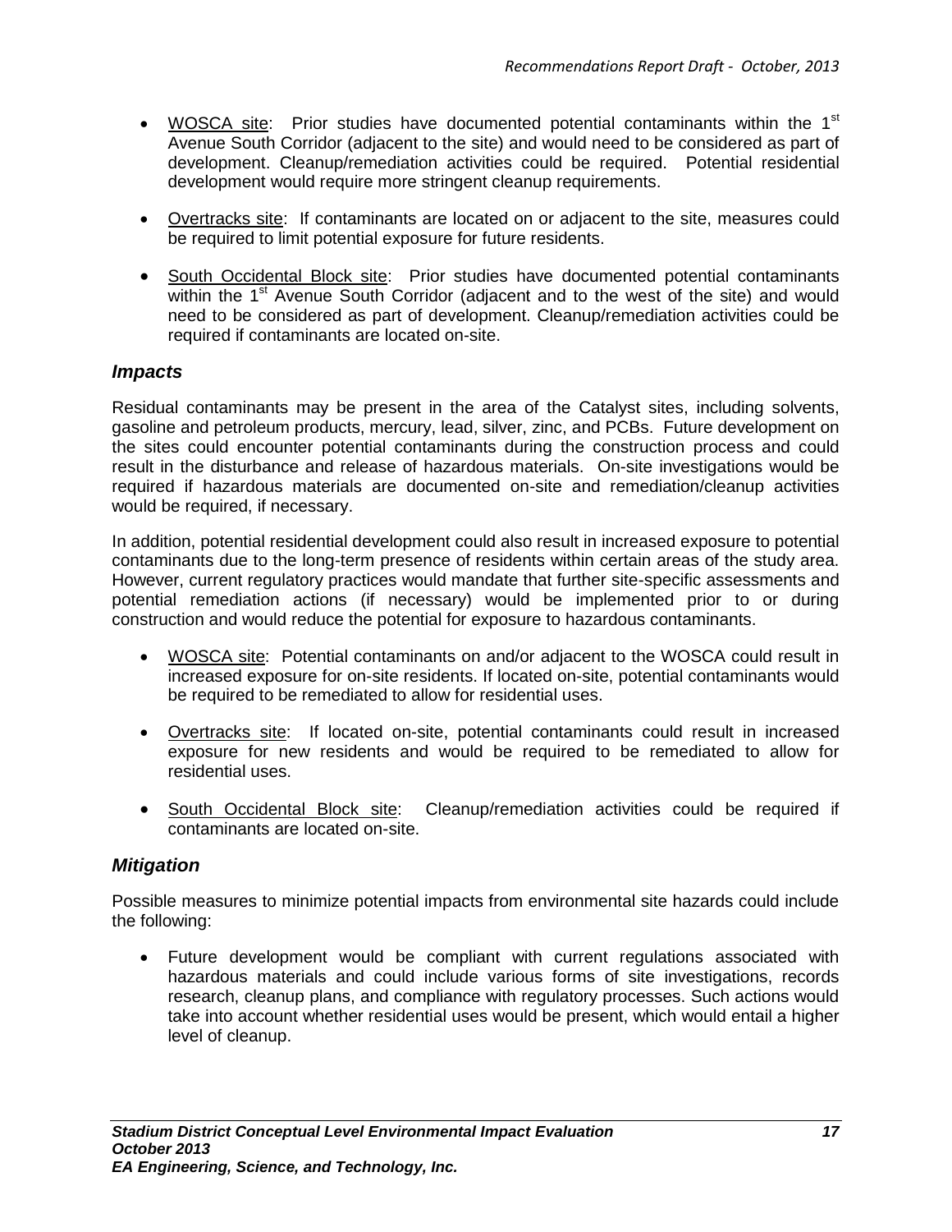- WOSCA site: Prior studies have documented potential contaminants within the 1st Avenue South Corridor (adjacent to the site) and would need to be considered as part of development. Cleanup/remediation activities could be required. Potential residential development would require more stringent cleanup requirements.

- Overtracks site: If contaminants are located on or adjacent to the site, measures could be required to limit potential exposure for future residents.

- South Occidental Block site: Prior studies have documented potential contaminants within the 1st Avenue South Corridor (adjacent and to the west of the site) and would need to be considered as part of development. Cleanup/remediation activities could be required if contaminants are located on-site.

### *Impacts*

Residual contaminants may be present in the area of the Catalyst sites, including solvents, gasoline and petroleum products, mercury, lead, silver, zinc, and PCBs. Future development on the sites could encounter potential contaminants during the construction process and could result in the disturbance and release of hazardous materials. On-site investigations would be required if hazardous materials are documented on-site and remediation/cleanup activities would be required, if necessary.

In addition, potential residential development could also result in increased exposure to potential contaminants due to the long-term presence of residents within certain areas of the study area. However, current regulatory practices would mandate that further site-specific assessments and potential remediation actions (if necessary) would be implemented prior to or during construction and would reduce the potential for exposure to hazardous contaminants.

- WOSCA site: Potential contaminants on and/or adjacent to the WOSCA could result in increased exposure for on-site residents. If located on-site, potential contaminants would be required to be remediated to allow for residential uses.

- Overtracks site: If located on-site, potential contaminants could result in increased exposure for new residents and would be required to be remediated to allow for residential uses.

- South Occidental Block site: Cleanup/remediation activities could be required if contaminants are located on-site.

### *Mitigation*

Possible measures to minimize potential impacts from environmental site hazards could include the following:

- Future development would be compliant with current regulations associated with hazardous materials and could include various forms of site investigations, records research, cleanup plans, and compliance with regulatory processes. Such actions would take into account whether residential uses would be present, which would entail a higher level of cleanup.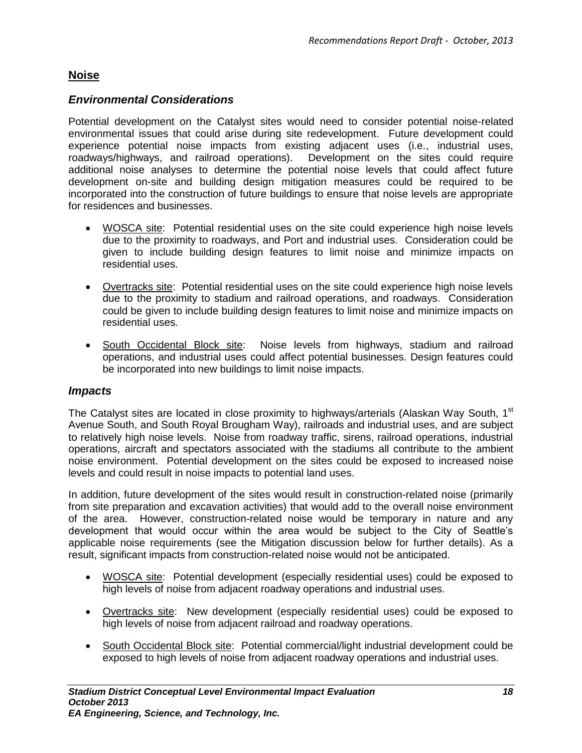## Noise

### *Environmental Considerations*

Potential development on the Catalyst sites would need to consider potential noise-related environmental issues that could arise during site redevelopment. Future development could experience potential noise impacts from existing adjacent uses (i.e., industrial uses, roadways/highways, and railroad operations). Development on the sites could require additional noise analyses to determine the potential noise levels that could affect future development on-site and building design mitigation measures could be required to be incorporated into the construction of future buildings to ensure that noise levels are appropriate for residences and businesses.

- WOSCA site: Potential residential uses on the site could experience high noise levels due to the proximity to roadways, and Port and industrial uses. Consideration could be given to include building design features to limit noise and minimize impacts on residential uses.
- Overtracks site: Potential residential uses on the site could experience high noise levels due to the proximity to stadium and railroad operations, and roadways. Consideration could be given to include building design features to limit noise and minimize impacts on residential uses.
- South Occidental Block site: Noise levels from highways, stadium and railroad operations, and industrial uses could affect potential businesses. Design features could be incorporated into new buildings to limit noise impacts.

### *Impacts*

The Catalyst sites are located in close proximity to highways/arterials (Alaskan Way South, 1st Avenue South, and South Royal Brougham Way), railroads and industrial uses, and are subject to relatively high noise levels. Noise from roadway traffic, sirens, railroad operations, industrial operations, aircraft and spectators associated with the stadiums all contribute to the ambient noise environment. Potential development on the sites could be exposed to increased noise levels and could result in noise impacts to potential land uses.

In addition, future development of the sites would result in construction-related noise (primarily from site preparation and excavation activities) that would add to the overall noise environment of the area. However, construction-related noise would be temporary in nature and any development that would occur within the area would be subject to the City of Seattle's applicable noise requirements (see the Mitigation discussion below for further details). As a result, significant impacts from construction-related noise would not be anticipated.

- WOSCA site: Potential development (especially residential uses) could be exposed to high levels of noise from adjacent roadway operations and industrial uses.
- Overtracks site: New development (especially residential uses) could be exposed to high levels of noise from adjacent railroad and roadway operations.
- South Occidental Block site: Potential commercial/light industrial development could be exposed to high levels of noise from adjacent roadway operations and industrial uses.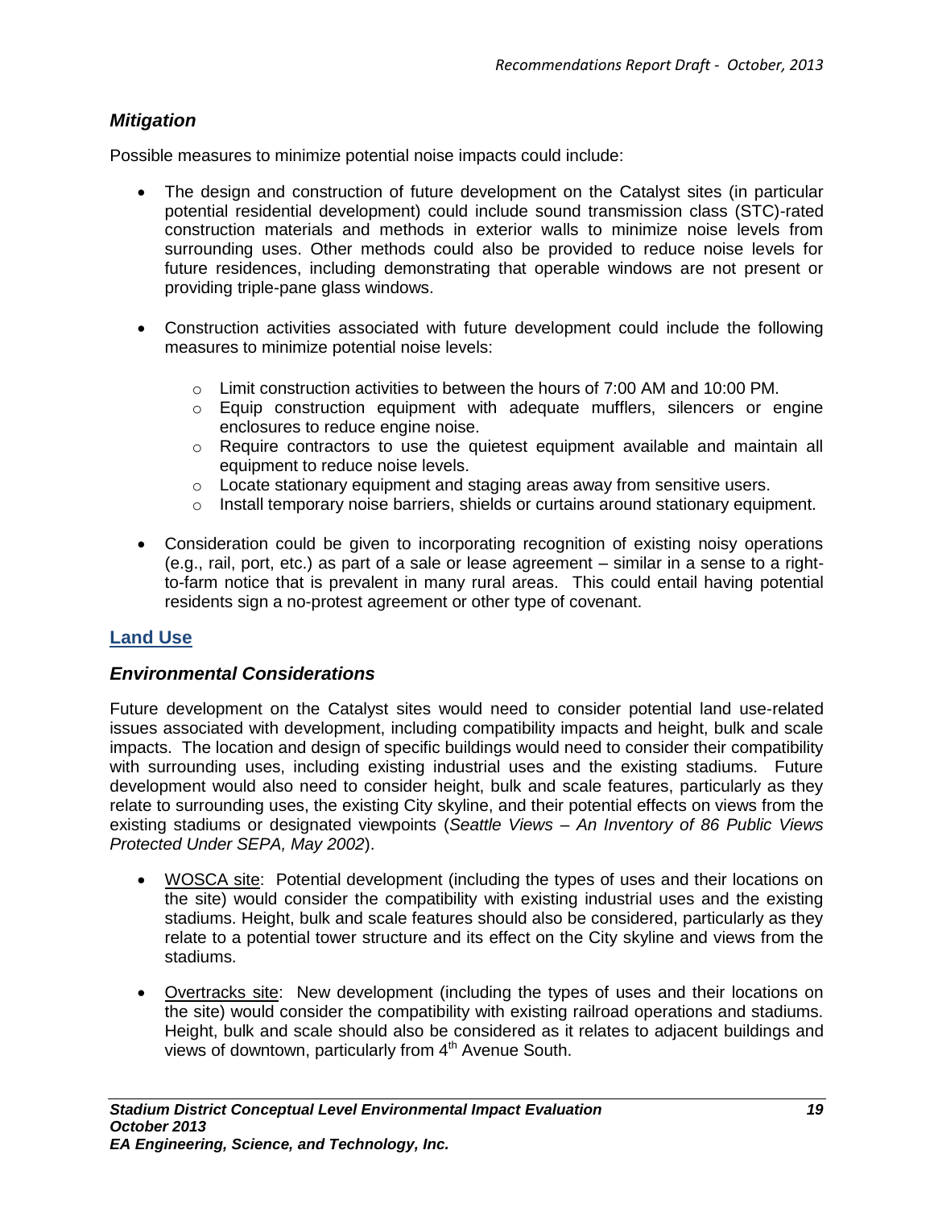### *Mitigation*

Possible measures to minimize potential noise impacts could include:

- The design and construction of future development on the Catalyst sites (in particular potential residential development) could include sound transmission class (STC)-rated construction materials and methods in exterior walls to minimize noise levels from surrounding uses. Other methods could also be provided to reduce noise levels for future residences, including demonstrating that operable windows are not present or providing triple-pane glass windows.

- Construction activities associated with future development could include the following measures to minimize potential noise levels:

    - Limit construction activities to between the hours of 7:00 AM and 10:00 PM.
    - Equip construction equipment with adequate mufflers, silencers or engine enclosures to reduce engine noise.
    - Require contractors to use the quietest equipment available and maintain all equipment to reduce noise levels.
    - Locate stationary equipment and staging areas away from sensitive users.
    - Install temporary noise barriers, shields or curtains around stationary equipment.

- Consideration could be given to incorporating recognition of existing noisy operations (e.g., rail, port, etc.) as part of a sale or lease agreement – similar in a sense to a right-to-farm notice that is prevalent in many rural areas. This could entail having potential residents sign a no-protest agreement or other type of covenant.

## Land Use

### *Environmental Considerations*

Future development on the Catalyst sites would need to consider potential land use-related issues associated with development, including compatibility impacts and height, bulk and scale impacts. The location and design of specific buildings would need to consider their compatibility with surrounding uses, including existing industrial uses and the existing stadiums. Future development would also need to consider height, bulk and scale features, particularly as they relate to surrounding uses, the existing City skyline, and their potential effects on views from the existing stadiums or designated viewpoints (*Seattle Views – An Inventory of 86 Public Views Protected Under SEPA, May 2002*).

- WOSCA site: Potential development (including the types of uses and their locations on the site) would consider the compatibility with existing industrial uses and the existing stadiums. Height, bulk and scale features should also be considered, particularly as they relate to a potential tower structure and its effect on the City skyline and views from the stadiums.

- Overtracks site: New development (including the types of uses and their locations on the site) would consider the compatibility with existing railroad operations and stadiums. Height, bulk and scale should also be considered as it relates to adjacent buildings and views of downtown, particularly from 4th Avenue South.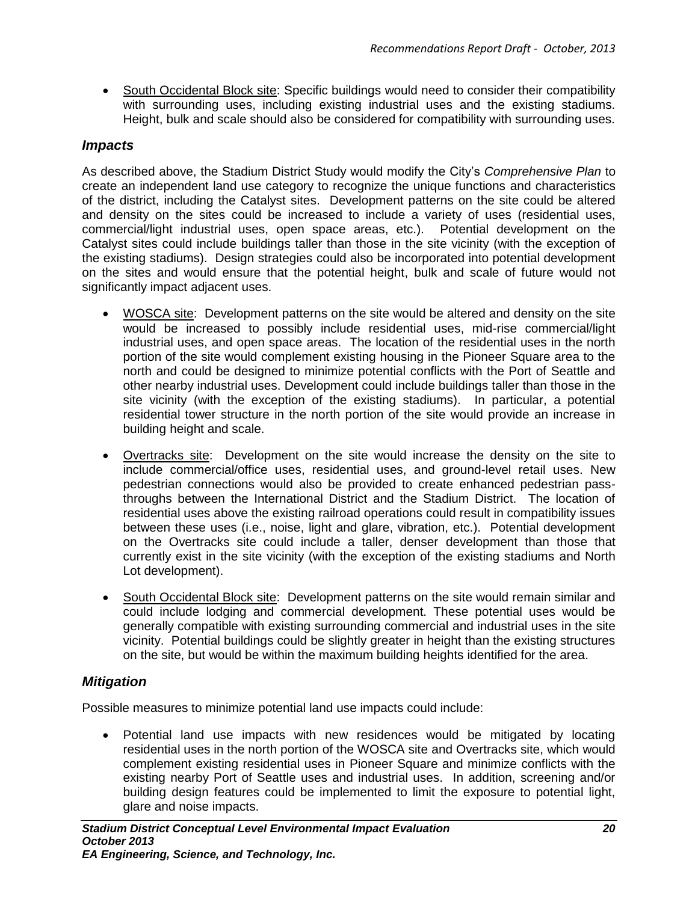- South Occidental Block site: Specific buildings would need to consider their compatibility with surrounding uses, including existing industrial uses and the existing stadiums. Height, bulk and scale should also be considered for compatibility with surrounding uses.

### *Impacts*

As described above, the Stadium District Study would modify the City's *Comprehensive Plan* to create an independent land use category to recognize the unique functions and characteristics of the district, including the Catalyst sites. Development patterns on the site could be altered and density on the sites could be increased to include a variety of uses (residential uses, commercial/light industrial uses, open space areas, etc.). Potential development on the Catalyst sites could include buildings taller than those in the site vicinity (with the exception of the existing stadiums). Design strategies could also be incorporated into potential development on the sites and would ensure that the potential height, bulk and scale of future would not significantly impact adjacent uses.

- WOSCA site: Development patterns on the site would be altered and density on the site would be increased to possibly include residential uses, mid-rise commercial/light industrial uses, and open space areas. The location of the residential uses in the north portion of the site would complement existing housing in the Pioneer Square area to the north and could be designed to minimize potential conflicts with the Port of Seattle and other nearby industrial uses. Development could include buildings taller than those in the site vicinity (with the exception of the existing stadiums). In particular, a potential residential tower structure in the north portion of the site would provide an increase in building height and scale.

- Overtracks site: Development on the site would increase the density on the site to include commercial/office uses, residential uses, and ground-level retail uses. New pedestrian connections would also be provided to create enhanced pedestrian pass-throughs between the International District and the Stadium District. The location of residential uses above the existing railroad operations could result in compatibility issues between these uses (i.e., noise, light and glare, vibration, etc.). Potential development on the Overtracks site could include a taller, denser development than those that currently exist in the site vicinity (with the exception of the existing stadiums and North Lot development).

- South Occidental Block site: Development patterns on the site would remain similar and could include lodging and commercial development. These potential uses would be generally compatible with existing surrounding commercial and industrial uses in the site vicinity. Potential buildings could be slightly greater in height than the existing structures on the site, but would be within the maximum building heights identified for the area.

### *Mitigation*

Possible measures to minimize potential land use impacts could include:

- Potential land use impacts with new residences would be mitigated by locating residential uses in the north portion of the WOSCA site and Overtracks site, which would complement existing residential uses in Pioneer Square and minimize conflicts with the existing nearby Port of Seattle uses and industrial uses. In addition, screening and/or building design features could be implemented to limit the exposure to potential light, glare and noise impacts.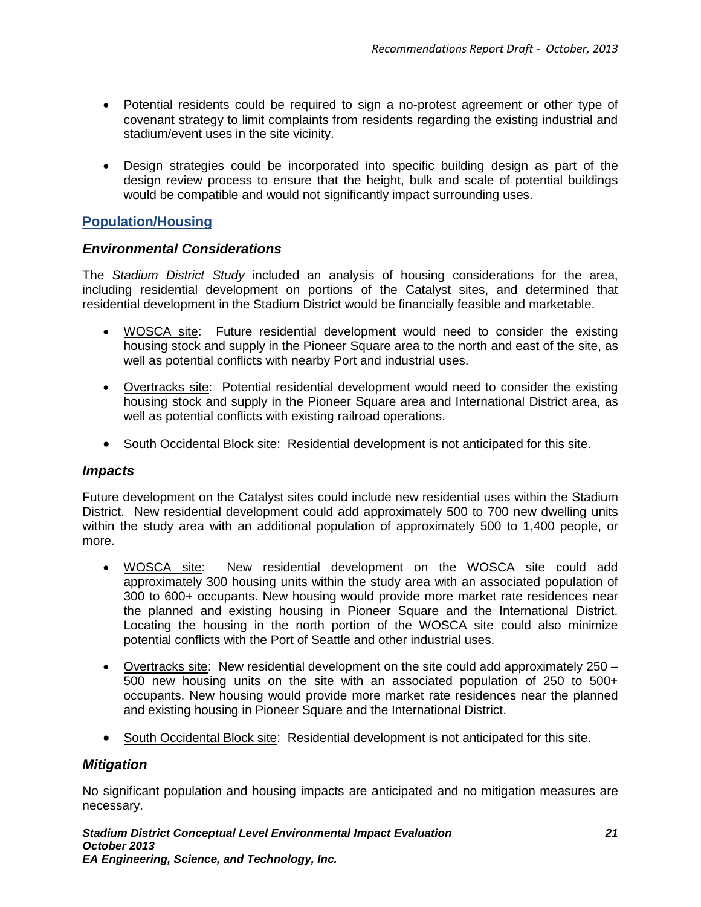- Potential residents could be required to sign a no-protest agreement or other type of covenant strategy to limit complaints from residents regarding the existing industrial and stadium/event uses in the site vicinity.

- Design strategies could be incorporated into specific building design as part of the design review process to ensure that the height, bulk and scale of potential buildings would be compatible and would not significantly impact surrounding uses.

## Population/Housing

### *Environmental Considerations*

The *Stadium District Study* included an analysis of housing considerations for the area, including residential development on portions of the Catalyst sites, and determined that residential development in the Stadium District would be financially feasible and marketable.

- WOSCA site: Future residential development would need to consider the existing housing stock and supply in the Pioneer Square area to the north and east of the site, as well as potential conflicts with nearby Port and industrial uses.

- Overtracks site: Potential residential development would need to consider the existing housing stock and supply in the Pioneer Square area and International District area, as well as potential conflicts with existing railroad operations.

- South Occidental Block site: Residential development is not anticipated for this site.

### *Impacts*

Future development on the Catalyst sites could include new residential uses within the Stadium District. New residential development could add approximately 500 to 700 new dwelling units within the study area with an additional population of approximately 500 to 1,400 people, or more.

- WOSCA site: New residential development on the WOSCA site could add approximately 300 housing units within the study area with an associated population of 300 to 600+ occupants. New housing would provide more market rate residences near the planned and existing housing in Pioneer Square and the International District. Locating the housing in the north portion of the WOSCA site could also minimize potential conflicts with the Port of Seattle and other industrial uses.

- Overtracks site: New residential development on the site could add approximately 250 – 500 new housing units on the site with an associated population of 250 to 500+ occupants. New housing would provide more market rate residences near the planned and existing housing in Pioneer Square and the International District.

- South Occidental Block site: Residential development is not anticipated for this site.

### *Mitigation*

No significant population and housing impacts are anticipated and no mitigation measures are necessary.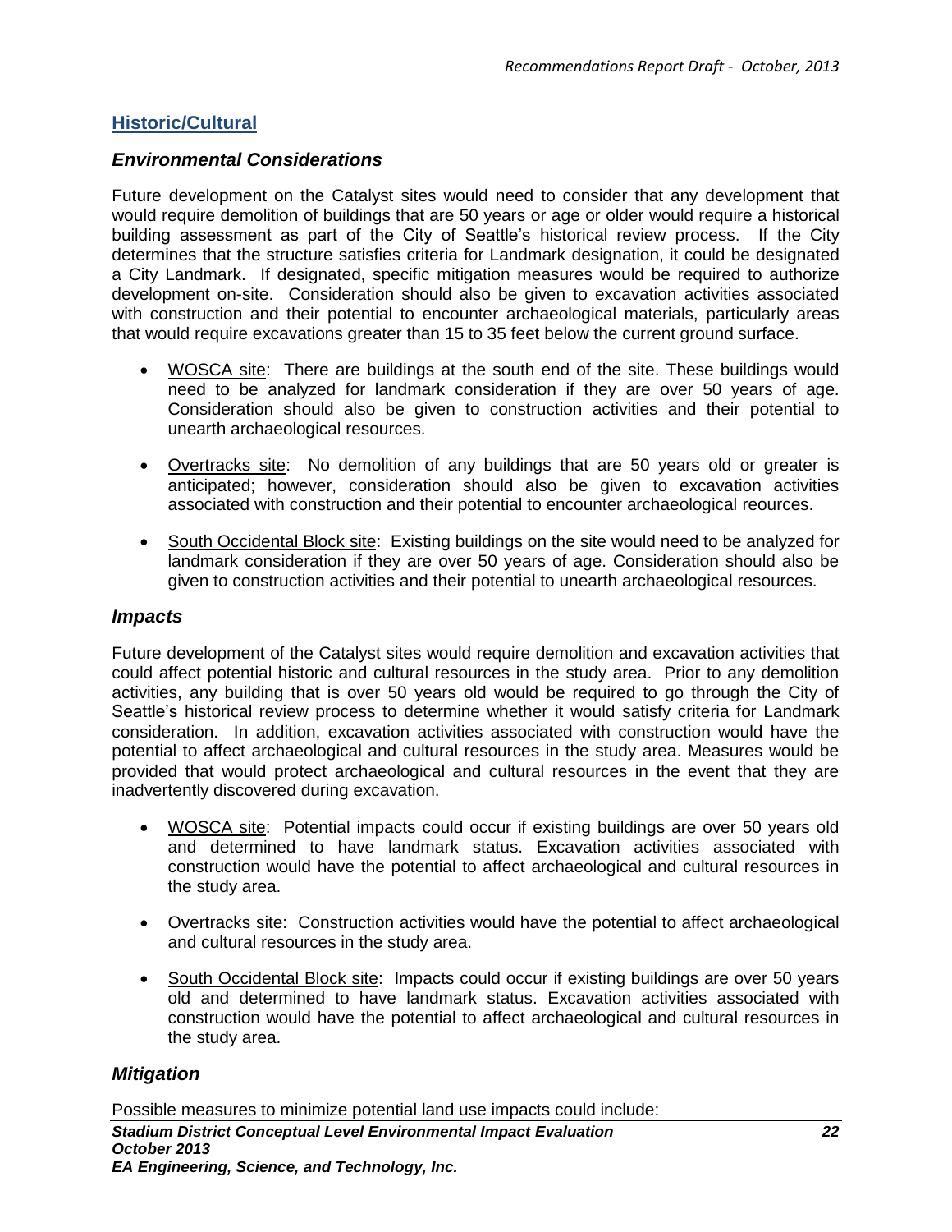## Historic/Cultural

### *Environmental Considerations*

Future development on the Catalyst sites would need to consider that any development that would require demolition of buildings that are 50 years or age or older would require a historical building assessment as part of the City of Seattle's historical review process. If the City determines that the structure satisfies criteria for Landmark designation, it could be designated a City Landmark. If designated, specific mitigation measures would be required to authorize development on-site. Consideration should also be given to excavation activities associated with construction and their potential to encounter archaeological materials, particularly areas that would require excavations greater than 15 to 35 feet below the current ground surface.

- WOSCA site: There are buildings at the south end of the site. These buildings would need to be analyzed for landmark consideration if they are over 50 years of age. Consideration should also be given to construction activities and their potential to unearth archaeological resources.
- Overtracks site: No demolition of any buildings that are 50 years old or greater is anticipated; however, consideration should also be given to excavation activities associated with construction and their potential to encounter archaeological reources.
- South Occidental Block site: Existing buildings on the site would need to be analyzed for landmark consideration if they are over 50 years of age. Consideration should also be given to construction activities and their potential to unearth archaeological resources.

### *Impacts*

Future development of the Catalyst sites would require demolition and excavation activities that could affect potential historic and cultural resources in the study area. Prior to any demolition activities, any building that is over 50 years old would be required to go through the City of Seattle's historical review process to determine whether it would satisfy criteria for Landmark consideration. In addition, excavation activities associated with construction would have the potential to affect archaeological and cultural resources in the study area. Measures would be provided that would protect archaeological and cultural resources in the event that they are inadvertently discovered during excavation.

- WOSCA site: Potential impacts could occur if existing buildings are over 50 years old and determined to have landmark status. Excavation activities associated with construction would have the potential to affect archaeological and cultural resources in the study area.
- Overtracks site: Construction activities would have the potential to affect archaeological and cultural resources in the study area.
- South Occidental Block site: Impacts could occur if existing buildings are over 50 years old and determined to have landmark status. Excavation activities associated with construction would have the potential to affect archaeological and cultural resources in the study area.

### *Mitigation*

Possible measures to minimize potential land use impacts could include: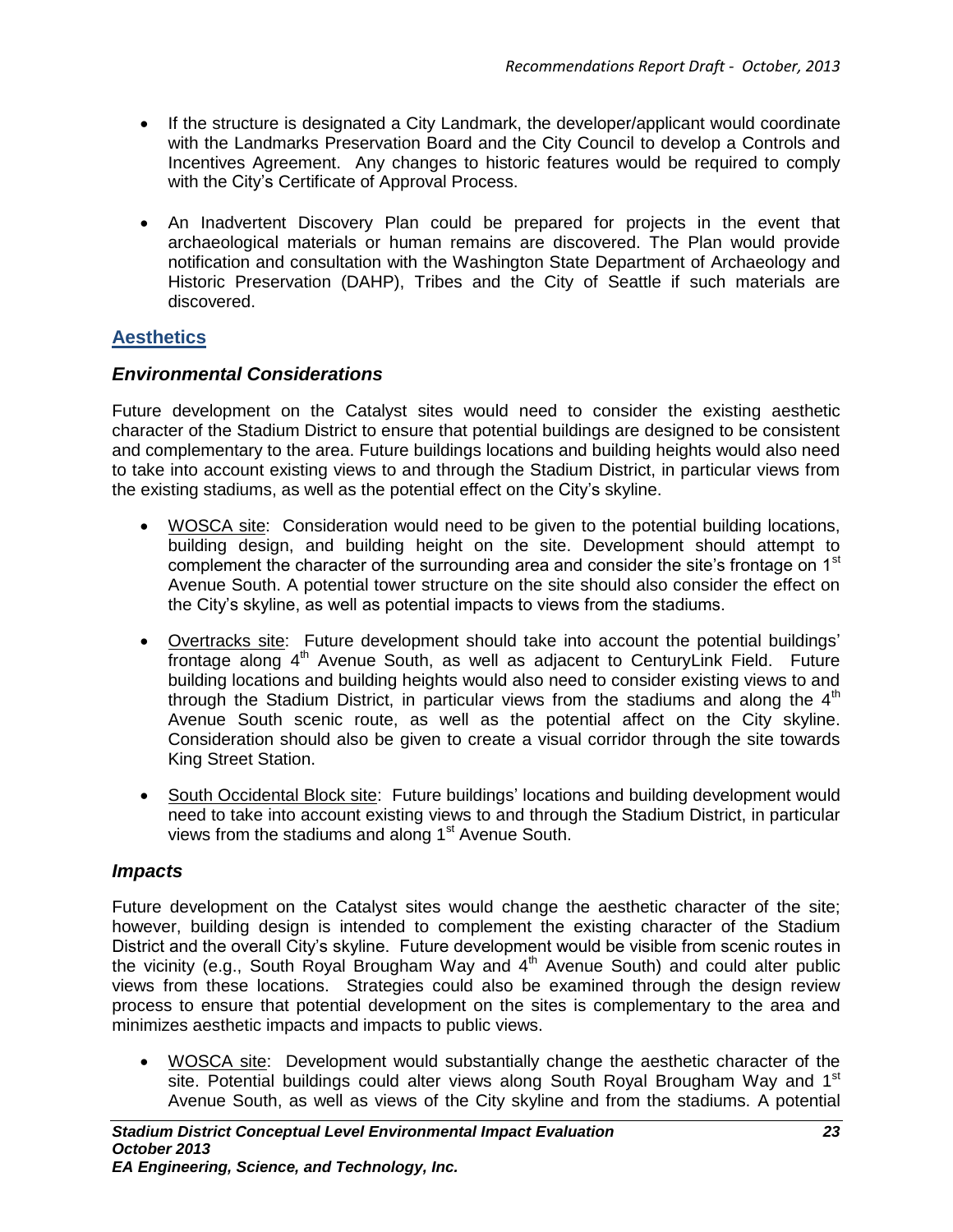- If the structure is designated a City Landmark, the developer/applicant would coordinate with the Landmarks Preservation Board and the City Council to develop a Controls and Incentives Agreement. Any changes to historic features would be required to comply with the City's Certificate of Approval Process.
- An Inadvertent Discovery Plan could be prepared for projects in the event that archaeological materials or human remains are discovered. The Plan would provide notification and consultation with the Washington State Department of Archaeology and Historic Preservation (DAHP), Tribes and the City of Seattle if such materials are discovered.

## Aesthetics

### *Environmental Considerations*

Future development on the Catalyst sites would need to consider the existing aesthetic character of the Stadium District to ensure that potential buildings are designed to be consistent and complementary to the area. Future buildings locations and building heights would also need to take into account existing views to and through the Stadium District, in particular views from the existing stadiums, as well as the potential effect on the City's skyline.

- WOSCA site: Consideration would need to be given to the potential building locations, building design, and building height on the site. Development should attempt to complement the character of the surrounding area and consider the site's frontage on 1st Avenue South. A potential tower structure on the site should also consider the effect on the City's skyline, as well as potential impacts to views from the stadiums.
- Overtracks site: Future development should take into account the potential buildings' frontage along 4th Avenue South, as well as adjacent to CenturyLink Field. Future building locations and building heights would also need to consider existing views to and through the Stadium District, in particular views from the stadiums and along the 4th Avenue South scenic route, as well as the potential affect on the City skyline. Consideration should also be given to create a visual corridor through the site towards King Street Station.
- South Occidental Block site: Future buildings' locations and building development would need to take into account existing views to and through the Stadium District, in particular views from the stadiums and along 1st Avenue South.

### *Impacts*

Future development on the Catalyst sites would change the aesthetic character of the site; however, building design is intended to complement the existing character of the Stadium District and the overall City's skyline. Future development would be visible from scenic routes in the vicinity (e.g., South Royal Brougham Way and 4th Avenue South) and could alter public views from these locations. Strategies could also be examined through the design review process to ensure that potential development on the sites is complementary to the area and minimizes aesthetic impacts and impacts to public views.

- WOSCA site: Development would substantially change the aesthetic character of the site. Potential buildings could alter views along South Royal Brougham Way and 1st Avenue South, as well as views of the City skyline and from the stadiums. A potential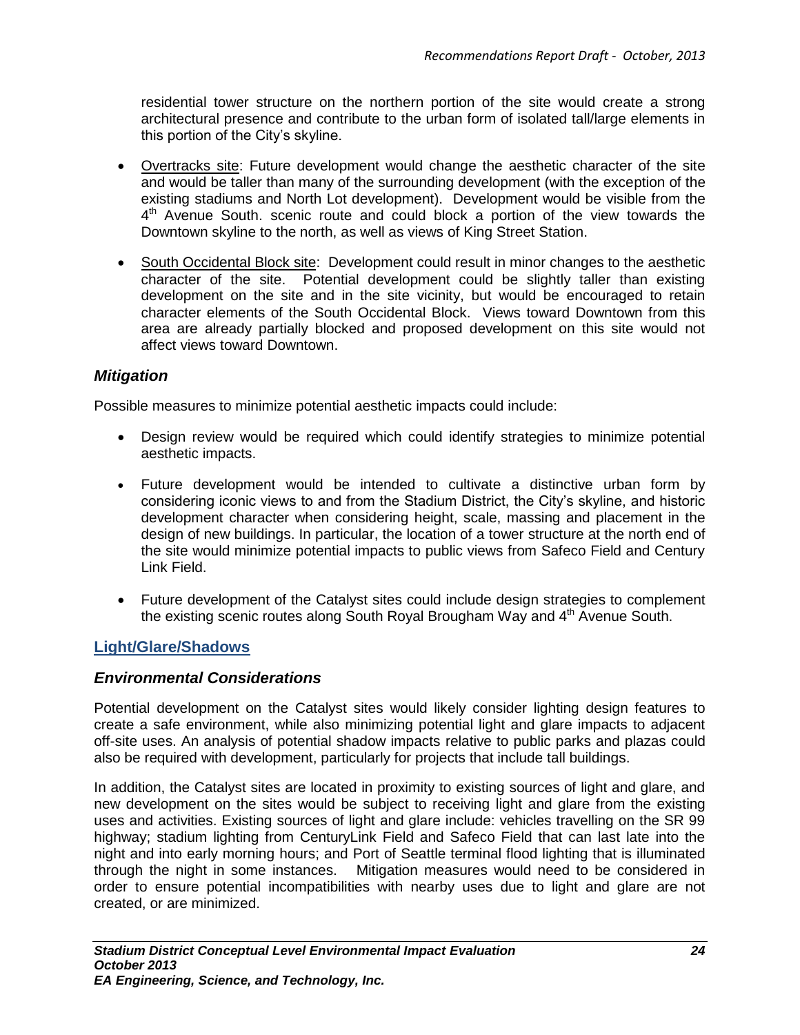residential tower structure on the northern portion of the site would create a strong architectural presence and contribute to the urban form of isolated tall/large elements in this portion of the City's skyline.

- Overtracks site: Future development would change the aesthetic character of the site and would be taller than many of the surrounding development (with the exception of the existing stadiums and North Lot development). Development would be visible from the 4th Avenue South. scenic route and could block a portion of the view towards the Downtown skyline to the north, as well as views of King Street Station.
- South Occidental Block site: Development could result in minor changes to the aesthetic character of the site. Potential development could be slightly taller than existing development on the site and in the site vicinity, but would be encouraged to retain character elements of the South Occidental Block. Views toward Downtown from this area are already partially blocked and proposed development on this site would not affect views toward Downtown.

### *Mitigation*

Possible measures to minimize potential aesthetic impacts could include:

- Design review would be required which could identify strategies to minimize potential aesthetic impacts.
- Future development would be intended to cultivate a distinctive urban form by considering iconic views to and from the Stadium District, the City's skyline, and historic development character when considering height, scale, massing and placement in the design of new buildings. In particular, the location of a tower structure at the north end of the site would minimize potential impacts to public views from Safeco Field and Century Link Field.
- Future development of the Catalyst sites could include design strategies to complement the existing scenic routes along South Royal Brougham Way and 4th Avenue South.

## Light/Glare/Shadows

### *Environmental Considerations*

Potential development on the Catalyst sites would likely consider lighting design features to create a safe environment, while also minimizing potential light and glare impacts to adjacent off-site uses. An analysis of potential shadow impacts relative to public parks and plazas could also be required with development, particularly for projects that include tall buildings.

In addition, the Catalyst sites are located in proximity to existing sources of light and glare, and new development on the sites would be subject to receiving light and glare from the existing uses and activities. Existing sources of light and glare include: vehicles travelling on the SR 99 highway; stadium lighting from CenturyLink Field and Safeco Field that can last late into the night and into early morning hours; and Port of Seattle terminal flood lighting that is illuminated through the night in some instances. Mitigation measures would need to be considered in order to ensure potential incompatibilities with nearby uses due to light and glare are not created, or are minimized.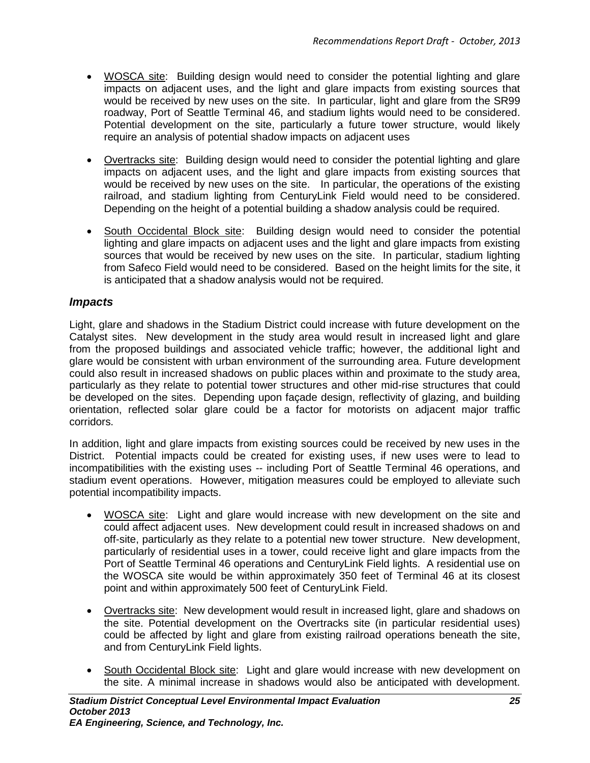- WOSCA site: Building design would need to consider the potential lighting and glare impacts on adjacent uses, and the light and glare impacts from existing sources that would be received by new uses on the site. In particular, light and glare from the SR99 roadway, Port of Seattle Terminal 46, and stadium lights would need to be considered. Potential development on the site, particularly a future tower structure, would likely require an analysis of potential shadow impacts on adjacent uses

- Overtracks site: Building design would need to consider the potential lighting and glare impacts on adjacent uses, and the light and glare impacts from existing sources that would be received by new uses on the site. In particular, the operations of the existing railroad, and stadium lighting from CenturyLink Field would need to be considered. Depending on the height of a potential building a shadow analysis could be required.

- South Occidental Block site: Building design would need to consider the potential lighting and glare impacts on adjacent uses and the light and glare impacts from existing sources that would be received by new uses on the site. In particular, stadium lighting from Safeco Field would need to be considered. Based on the height limits for the site, it is anticipated that a shadow analysis would not be required.

### *Impacts*

Light, glare and shadows in the Stadium District could increase with future development on the Catalyst sites. New development in the study area would result in increased light and glare from the proposed buildings and associated vehicle traffic; however, the additional light and glare would be consistent with urban environment of the surrounding area. Future development could also result in increased shadows on public places within and proximate to the study area, particularly as they relate to potential tower structures and other mid-rise structures that could be developed on the sites. Depending upon façade design, reflectivity of glazing, and building orientation, reflected solar glare could be a factor for motorists on adjacent major traffic corridors.

In addition, light and glare impacts from existing sources could be received by new uses in the District. Potential impacts could be created for existing uses, if new uses were to lead to incompatibilities with the existing uses -- including Port of Seattle Terminal 46 operations, and stadium event operations. However, mitigation measures could be employed to alleviate such potential incompatibility impacts.

- WOSCA site: Light and glare would increase with new development on the site and could affect adjacent uses. New development could result in increased shadows on and off-site, particularly as they relate to a potential new tower structure. New development, particularly of residential uses in a tower, could receive light and glare impacts from the Port of Seattle Terminal 46 operations and CenturyLink Field lights. A residential use on the WOSCA site would be within approximately 350 feet of Terminal 46 at its closest point and within approximately 500 feet of CenturyLink Field.

- Overtracks site: New development would result in increased light, glare and shadows on the site. Potential development on the Overtracks site (in particular residential uses) could be affected by light and glare from existing railroad operations beneath the site, and from CenturyLink Field lights.

- South Occidental Block site: Light and glare would increase with new development on the site. A minimal increase in shadows would also be anticipated with development.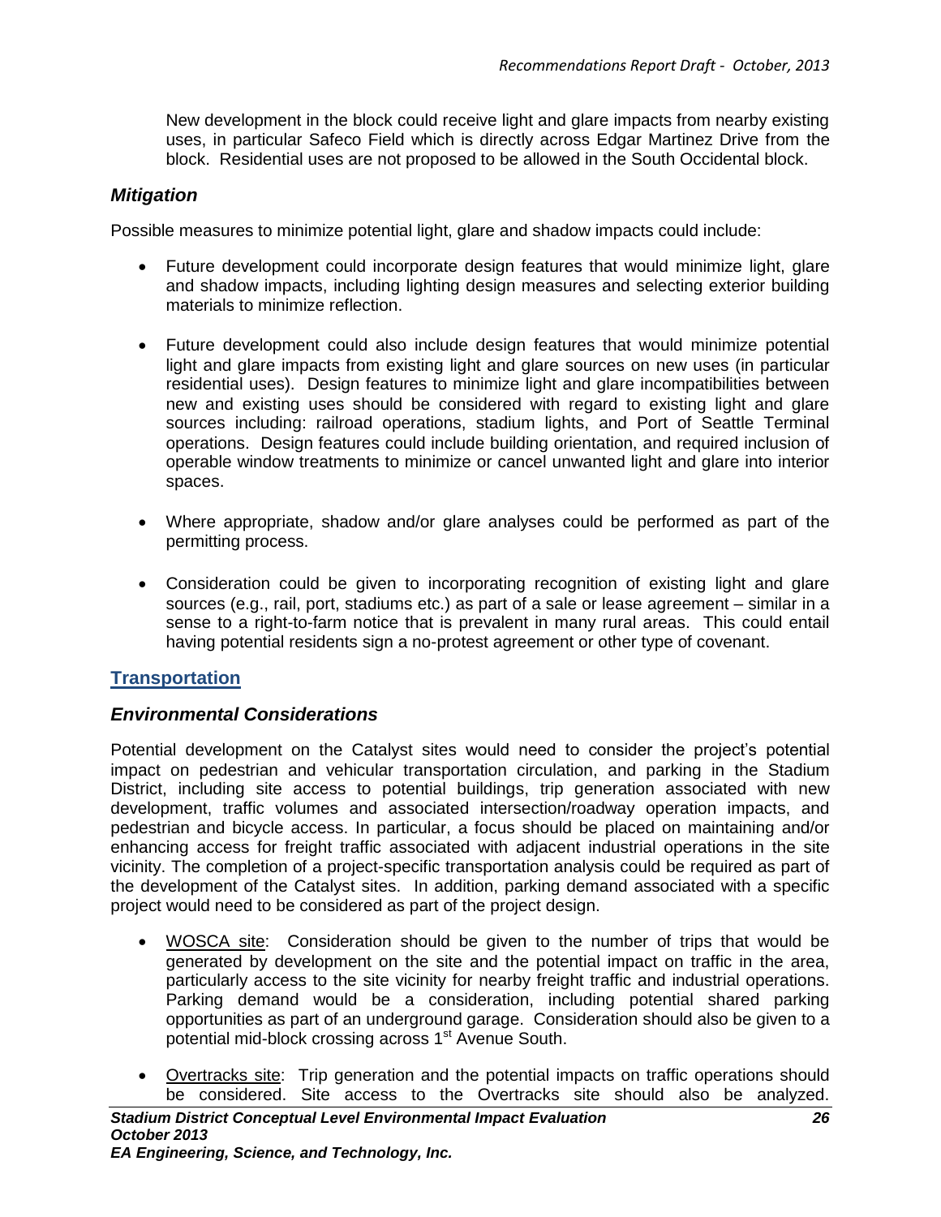New development in the block could receive light and glare impacts from nearby existing uses, in particular Safeco Field which is directly across Edgar Martinez Drive from the block. Residential uses are not proposed to be allowed in the South Occidental block.

### *Mitigation*

Possible measures to minimize potential light, glare and shadow impacts could include:

- Future development could incorporate design features that would minimize light, glare and shadow impacts, including lighting design measures and selecting exterior building materials to minimize reflection.

- Future development could also include design features that would minimize potential light and glare impacts from existing light and glare sources on new uses (in particular residential uses). Design features to minimize light and glare incompatibilities between new and existing uses should be considered with regard to existing light and glare sources including: railroad operations, stadium lights, and Port of Seattle Terminal operations. Design features could include building orientation, and required inclusion of operable window treatments to minimize or cancel unwanted light and glare into interior spaces.

- Where appropriate, shadow and/or glare analyses could be performed as part of the permitting process.

- Consideration could be given to incorporating recognition of existing light and glare sources (e.g., rail, port, stadiums etc.) as part of a sale or lease agreement – similar in a sense to a right-to-farm notice that is prevalent in many rural areas. This could entail having potential residents sign a no-protest agreement or other type of covenant.

## Transportation

### *Environmental Considerations*

Potential development on the Catalyst sites would need to consider the project's potential impact on pedestrian and vehicular transportation circulation, and parking in the Stadium District, including site access to potential buildings, trip generation associated with new development, traffic volumes and associated intersection/roadway operation impacts, and pedestrian and bicycle access. In particular, a focus should be placed on maintaining and/or enhancing access for freight traffic associated with adjacent industrial operations in the site vicinity. The completion of a project-specific transportation analysis could be required as part of the development of the Catalyst sites. In addition, parking demand associated with a specific project would need to be considered as part of the project design.

- WOSCA site: Consideration should be given to the number of trips that would be generated by development on the site and the potential impact on traffic in the area, particularly access to the site vicinity for nearby freight traffic and industrial operations. Parking demand would be a consideration, including potential shared parking opportunities as part of an underground garage. Consideration should also be given to a potential mid-block crossing across 1st Avenue South.

- Overtracks site: Trip generation and the potential impacts on traffic operations should be considered. Site access to the Overtracks site should also be analyzed.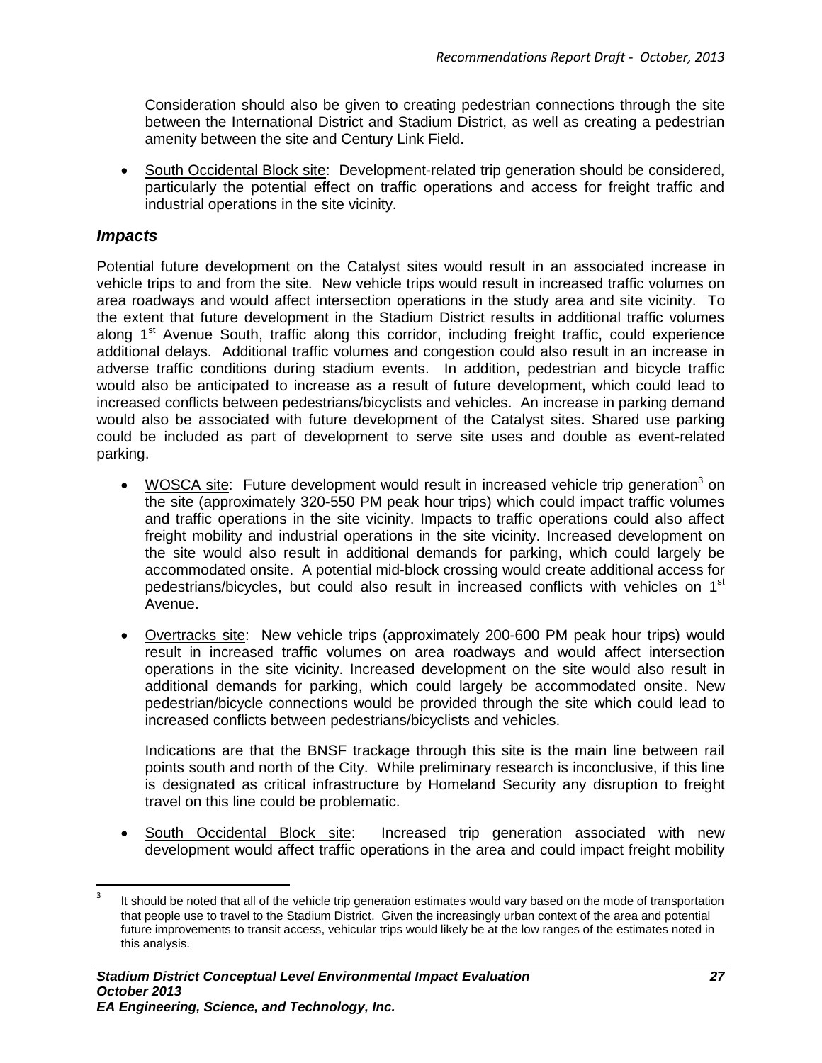Consideration should also be given to creating pedestrian connections through the site between the International District and Stadium District, as well as creating a pedestrian amenity between the site and Century Link Field.

- South Occidental Block site: Development-related trip generation should be considered, particularly the potential effect on traffic operations and access for freight traffic and industrial operations in the site vicinity.

### *Impacts*

Potential future development on the Catalyst sites would result in an associated increase in vehicle trips to and from the site. New vehicle trips would result in increased traffic volumes on area roadways and would affect intersection operations in the study area and site vicinity. To the extent that future development in the Stadium District results in additional traffic volumes along 1st Avenue South, traffic along this corridor, including freight traffic, could experience additional delays. Additional traffic volumes and congestion could also result in an increase in adverse traffic conditions during stadium events. In addition, pedestrian and bicycle traffic would also be anticipated to increase as a result of future development, which could lead to increased conflicts between pedestrians/bicyclists and vehicles. An increase in parking demand would also be associated with future development of the Catalyst sites. Shared use parking could be included as part of development to serve site uses and double as event-related parking.

- WOSCA site: Future development would result in increased vehicle trip generation[3] on the site (approximately 320-550 PM peak hour trips) which could impact traffic volumes and traffic operations in the site vicinity. Impacts to traffic operations could also affect freight mobility and industrial operations in the site vicinity. Increased development on the site would also result in additional demands for parking, which could largely be accommodated onsite. A potential mid-block crossing would create additional access for pedestrians/bicycles, but could also result in increased conflicts with vehicles on 1st Avenue.

- Overtracks site: New vehicle trips (approximately 200-600 PM peak hour trips) would result in increased traffic volumes on area roadways and would affect intersection operations in the site vicinity. Increased development on the site would also result in additional demands for parking, which could largely be accommodated onsite. New pedestrian/bicycle connections would be provided through the site which could lead to increased conflicts between pedestrians/bicyclists and vehicles.

  Indications are that the BNSF trackage through this site is the main line between rail points south and north of the City. While preliminary research is inconclusive, if this line is designated as critical infrastructure by Homeland Security any disruption to freight travel on this line could be problematic.

- South Occidental Block site: Increased trip generation associated with new development would affect traffic operations in the area and could impact freight mobility

---

[3] It should be noted that all of the vehicle trip generation estimates would vary based on the mode of transportation that people use to travel to the Stadium District. Given the increasingly urban context of the area and potential future improvements to transit access, vehicular trips would likely be at the low ranges of the estimates noted in this analysis.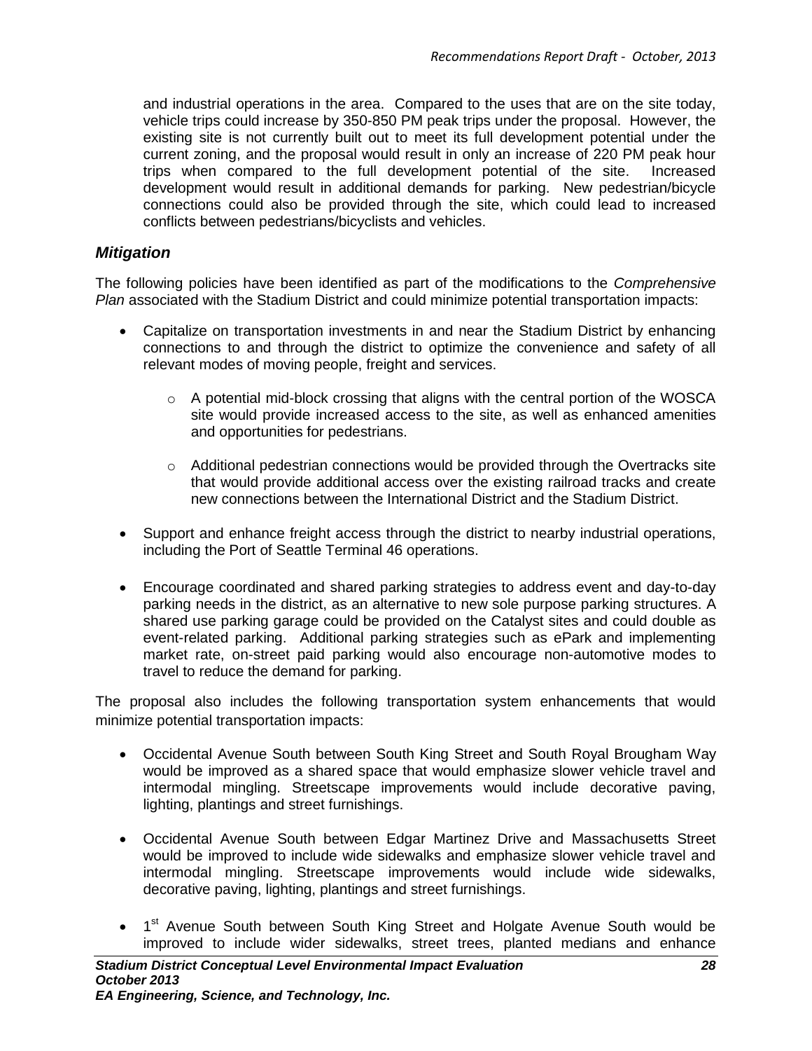and industrial operations in the area. Compared to the uses that are on the site today, vehicle trips could increase by 350-850 PM peak trips under the proposal. However, the existing site is not currently built out to meet its full development potential under the current zoning, and the proposal would result in only an increase of 220 PM peak hour trips when compared to the full development potential of the site. Increased development would result in additional demands for parking. New pedestrian/bicycle connections could also be provided through the site, which could lead to increased conflicts between pedestrians/bicyclists and vehicles.

### *Mitigation*

The following policies have been identified as part of the modifications to the *Comprehensive Plan* associated with the Stadium District and could minimize potential transportation impacts:

- Capitalize on transportation investments in and near the Stadium District by enhancing connections to and through the district to optimize the convenience and safety of all relevant modes of moving people, freight and services.
  - A potential mid-block crossing that aligns with the central portion of the WOSCA site would provide increased access to the site, as well as enhanced amenities and opportunities for pedestrians.
  - Additional pedestrian connections would be provided through the Overtracks site that would provide additional access over the existing railroad tracks and create new connections between the International District and the Stadium District.
- Support and enhance freight access through the district to nearby industrial operations, including the Port of Seattle Terminal 46 operations.
- Encourage coordinated and shared parking strategies to address event and day-to-day parking needs in the district, as an alternative to new sole purpose parking structures. A shared use parking garage could be provided on the Catalyst sites and could double as event-related parking. Additional parking strategies such as ePark and implementing market rate, on-street paid parking would also encourage non-automotive modes to travel to reduce the demand for parking.

The proposal also includes the following transportation system enhancements that would minimize potential transportation impacts:

- Occidental Avenue South between South King Street and South Royal Brougham Way would be improved as a shared space that would emphasize slower vehicle travel and intermodal mingling. Streetscape improvements would include decorative paving, lighting, plantings and street furnishings.
- Occidental Avenue South between Edgar Martinez Drive and Massachusetts Street would be improved to include wide sidewalks and emphasize slower vehicle travel and intermodal mingling. Streetscape improvements would include wide sidewalks, decorative paving, lighting, plantings and street furnishings.
- 1st Avenue South between South King Street and Holgate Avenue South would be improved to include wider sidewalks, street trees, planted medians and enhance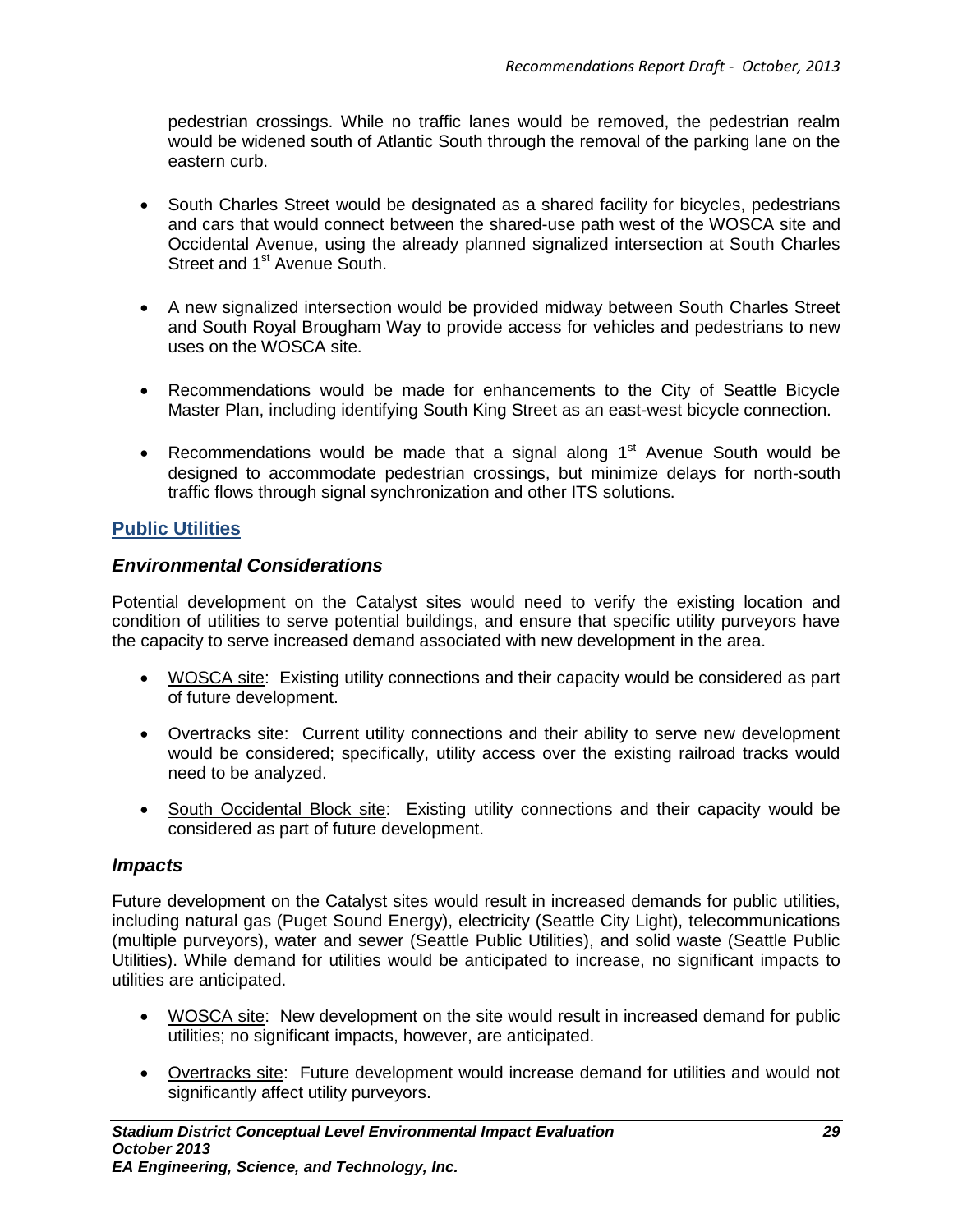pedestrian crossings. While no traffic lanes would be removed, the pedestrian realm would be widened south of Atlantic South through the removal of the parking lane on the eastern curb.

- South Charles Street would be designated as a shared facility for bicycles, pedestrians and cars that would connect between the shared-use path west of the WOSCA site and Occidental Avenue, using the already planned signalized intersection at South Charles Street and 1st Avenue South.
- A new signalized intersection would be provided midway between South Charles Street and South Royal Brougham Way to provide access for vehicles and pedestrians to new uses on the WOSCA site.
- Recommendations would be made for enhancements to the City of Seattle Bicycle Master Plan, including identifying South King Street as an east-west bicycle connection.
- Recommendations would be made that a signal along 1st Avenue South would be designed to accommodate pedestrian crossings, but minimize delays for north-south traffic flows through signal synchronization and other ITS solutions.

## Public Utilities

### *Environmental Considerations*

Potential development on the Catalyst sites would need to verify the existing location and condition of utilities to serve potential buildings, and ensure that specific utility purveyors have the capacity to serve increased demand associated with new development in the area.

- WOSCA site: Existing utility connections and their capacity would be considered as part of future development.
- Overtracks site: Current utility connections and their ability to serve new development would be considered; specifically, utility access over the existing railroad tracks would need to be analyzed.
- South Occidental Block site: Existing utility connections and their capacity would be considered as part of future development.

### *Impacts*

Future development on the Catalyst sites would result in increased demands for public utilities, including natural gas (Puget Sound Energy), electricity (Seattle City Light), telecommunications (multiple purveyors), water and sewer (Seattle Public Utilities), and solid waste (Seattle Public Utilities). While demand for utilities would be anticipated to increase, no significant impacts to utilities are anticipated.

- WOSCA site: New development on the site would result in increased demand for public utilities; no significant impacts, however, are anticipated.
- Overtracks site: Future development would increase demand for utilities and would not significantly affect utility purveyors.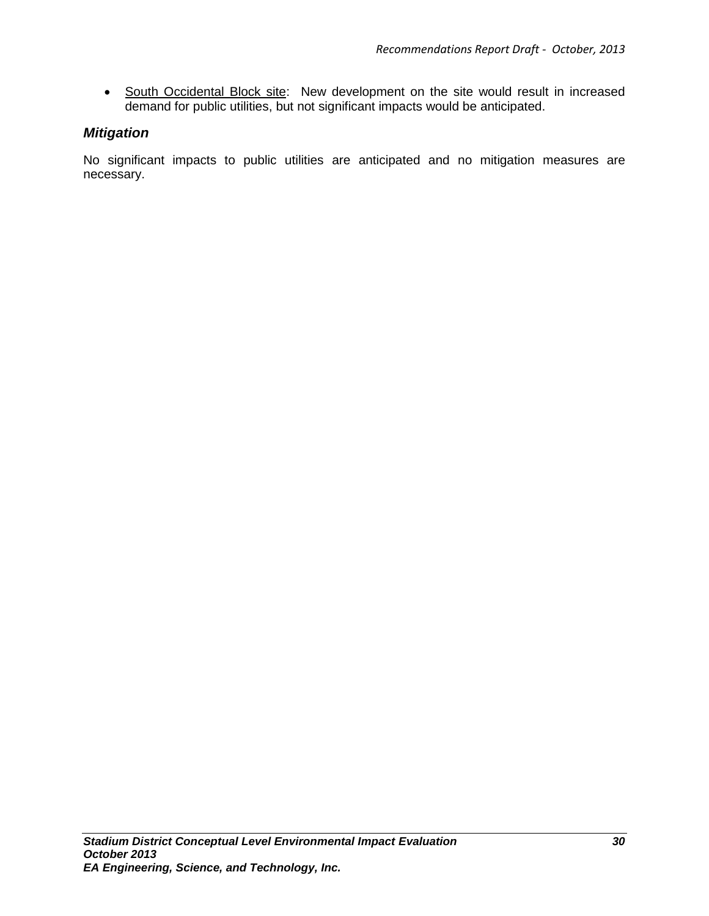- South Occidental Block site: New development on the site would result in increased demand for public utilities, but not significant impacts would be anticipated.

### *Mitigation*

No significant impacts to public utilities are anticipated and no mitigation measures are necessary.